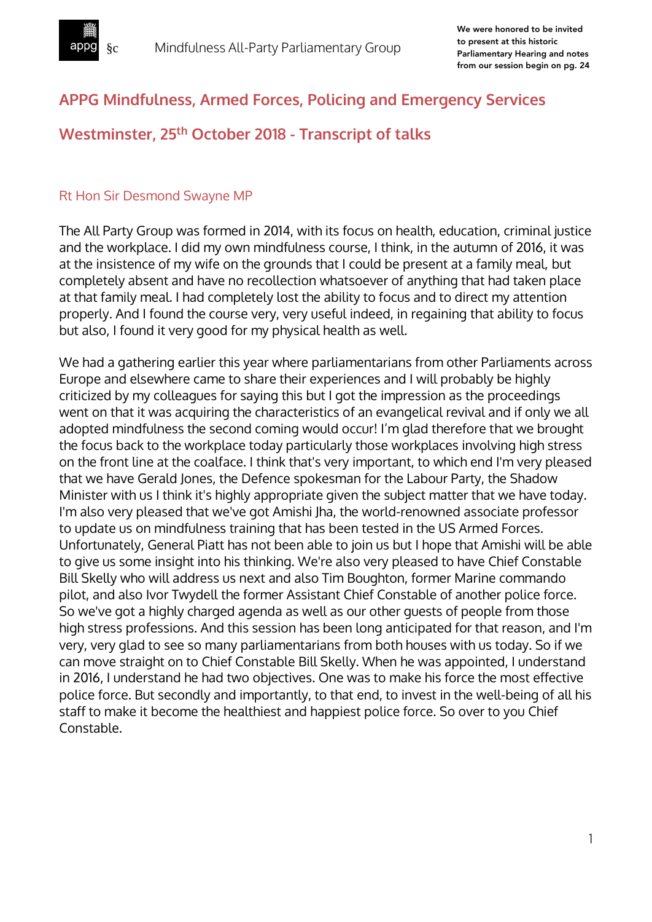We were honored to be invited to present at this historic Parliamentary Hearing and notes from our session begin on pg. 24

# APPG Mindfulness, Armed Forces, Policing and Emergency Services

# Westminster, 25th October 2018 - Transcript of talks

## Rt Hon Sir Desmond Swayne MP

The All Party Group was formed in 2014, with its focus on health, education, criminal justice and the workplace. I did my own mindfulness course, I think, in the autumn of 2016, it was at the insistence of my wife on the grounds that I could be present at a family meal, but completely absent and have no recollection whatsoever of anything that had taken place at that family meal. I had completely lost the ability to focus and to direct my attention properly. And I found the course very, very useful indeed, in regaining that ability to focus but also, I found it very good for my physical health as well.

We had a gathering earlier this year where parliamentarians from other Parliaments across Europe and elsewhere came to share their experiences and I will probably be highly criticized by my colleagues for saying this but I got the impression as the proceedings went on that it was acquiring the characteristics of an evangelical revival and if only we all adopted mindfulness the second coming would occur! I'm glad therefore that we brought the focus back to the workplace today particularly those workplaces involving high stress on the front line at the coalface. I think that's very important, to which end I'm very pleased that we have Gerald Jones, the Defence spokesman for the Labour Party, the Shadow Minister with us I think it's highly appropriate given the subject matter that we have today. I'm also very pleased that we've got Amishi Jha, the world-renowned associate professor to update us on mindfulness training that has been tested in the US Armed Forces. Unfortunately, General Piatt has not been able to join us but I hope that Amishi will be able to give us some insight into his thinking. We're also very pleased to have Chief Constable Bill Skelly who will address us next and also Tim Boughton, former Marine commando pilot, and also Ivor Twydell the former Assistant Chief Constable of another police force. So we've got a highly charged agenda as well as our other guests of people from those high stress professions. And this session has been long anticipated for that reason, and I'm very, very glad to see so many parliamentarians from both houses with us today. So if we can move straight on to Chief Constable Bill Skelly. When he was appointed, I understand in 2016, I understand he had two objectives. One was to make his force the most effective police force. But secondly and importantly, to that end, to invest in the well-being of all his staff to make it become the healthiest and happiest police force. So over to you Chief Constable.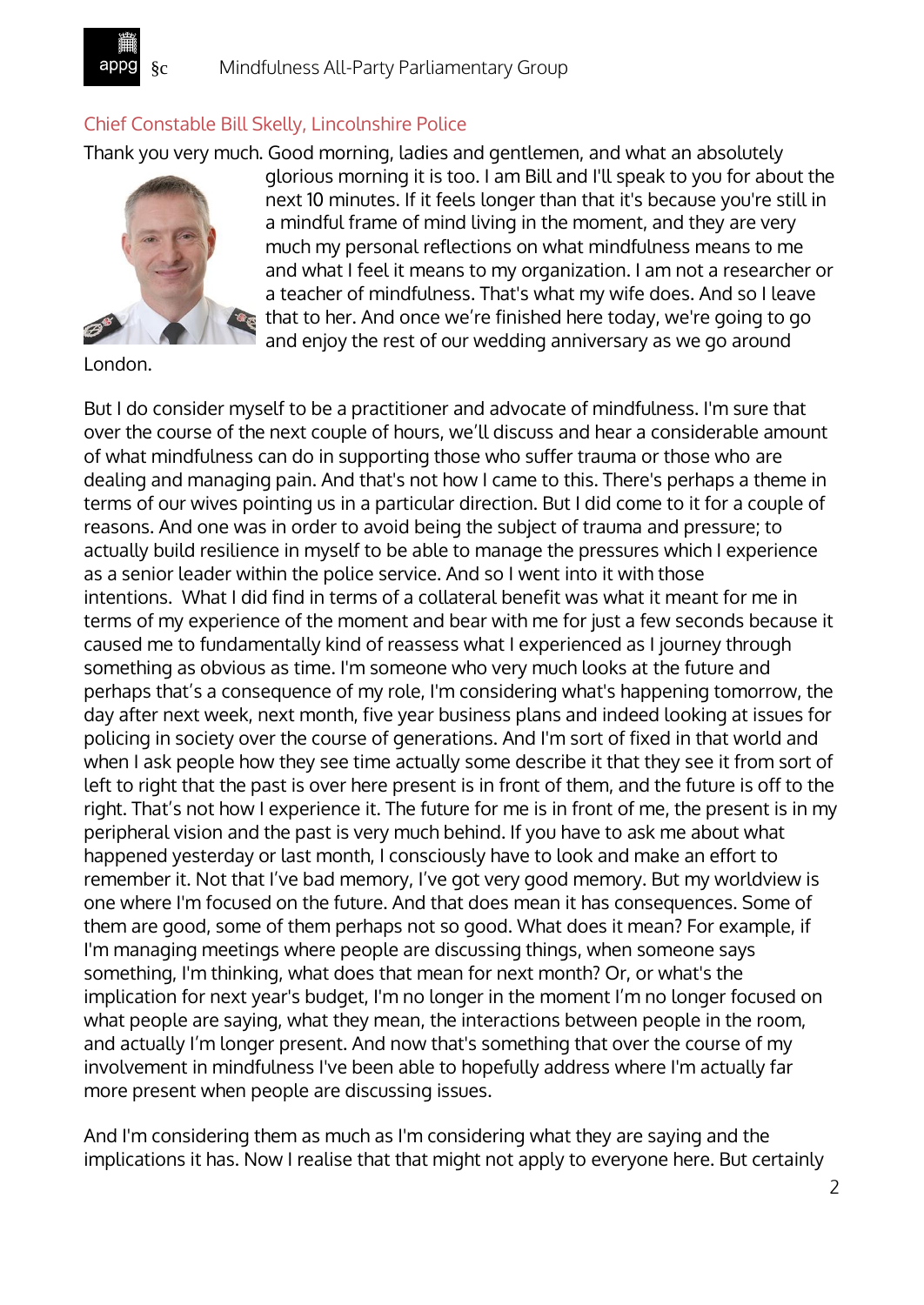## Chief Constable Bill Skelly, Lincolnshire Police

Thank you very much. Good morning, ladies and gentlemen, and what an absolutely glorious morning it is too. I am Bill and I'll speak to you for about the next 10 minutes. If it feels longer than that it's because you're still in a mindful frame of mind living in the moment, and they are very much my personal reflections on what mindfulness means to me and what I feel it means to my organization. I am not a researcher or a teacher of mindfulness. That's what my wife does. And so I leave that to her. And once we're finished here today, we're going to go and enjoy the rest of our wedding anniversary as we go around London.

But I do consider myself to be a practitioner and advocate of mindfulness. I'm sure that over the course of the next couple of hours, we'll discuss and hear a considerable amount of what mindfulness can do in supporting those who suffer trauma or those who are dealing and managing pain. And that's not how I came to this. There's perhaps a theme in terms of our wives pointing us in a particular direction. But I did come to it for a couple of reasons. And one was in order to avoid being the subject of trauma and pressure; to actually build resilience in myself to be able to manage the pressures which I experience as a senior leader within the police service. And so I went into it with those intentions. What I did find in terms of a collateral benefit was what it meant for me in terms of my experience of the moment and bear with me for just a few seconds because it caused me to fundamentally kind of reassess what I experienced as I journey through something as obvious as time. I'm someone who very much looks at the future and perhaps that's a consequence of my role, I'm considering what's happening tomorrow, the day after next week, next month, five year business plans and indeed looking at issues for policing in society over the course of generations. And I'm sort of fixed in that world and when I ask people how they see time actually some describe it that they see it from sort of left to right that the past is over here present is in front of them, and the future is off to the right. That's not how I experience it. The future for me is in front of me, the present is in my peripheral vision and the past is very much behind. If you have to ask me about what happened yesterday or last month, I consciously have to look and make an effort to remember it. Not that I've bad memory, I've got very good memory. But my worldview is one where I'm focused on the future. And that does mean it has consequences. Some of them are good, some of them perhaps not so good. What does it mean? For example, if I'm managing meetings where people are discussing things, when someone says something, I'm thinking, what does that mean for next month? Or, or what's the implication for next year's budget, I'm no longer in the moment I'm no longer focused on what people are saying, what they mean, the interactions between people in the room, and actually I'm longer present. And now that's something that over the course of my involvement in mindfulness I've been able to hopefully address where I'm actually far more present when people are discussing issues.

And I'm considering them as much as I'm considering what they are saying and the implications it has. Now I realise that that might not apply to everyone here. But certainly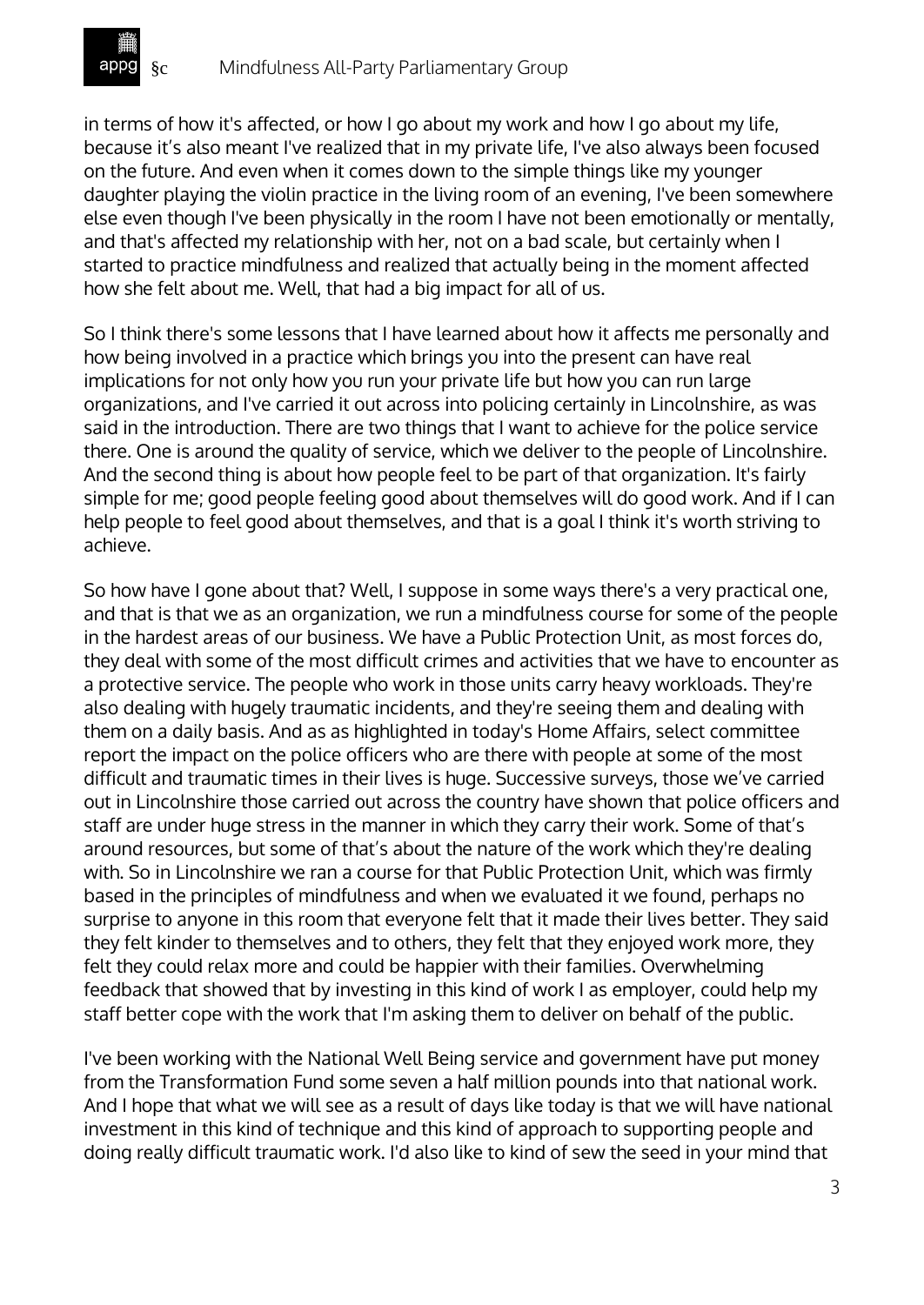in terms of how it's affected, or how I go about my work and how I go about my life, because it's also meant I've realized that in my private life, I've also always been focused on the future. And even when it comes down to the simple things like my younger daughter playing the violin practice in the living room of an evening, I've been somewhere else even though I've been physically in the room I have not been emotionally or mentally, and that's affected my relationship with her, not on a bad scale, but certainly when I started to practice mindfulness and realized that actually being in the moment affected how she felt about me. Well, that had a big impact for all of us.

So I think there's some lessons that I have learned about how it affects me personally and how being involved in a practice which brings you into the present can have real implications for not only how you run your private life but how you can run large organizations, and I've carried it out across into policing certainly in Lincolnshire, as was said in the introduction. There are two things that I want to achieve for the police service there. One is around the quality of service, which we deliver to the people of Lincolnshire. And the second thing is about how people feel to be part of that organization. It's fairly simple for me; good people feeling good about themselves will do good work. And if I can help people to feel good about themselves, and that is a goal I think it's worth striving to achieve.

So how have I gone about that? Well, I suppose in some ways there's a very practical one, and that is that we as an organization, we run a mindfulness course for some of the people in the hardest areas of our business. We have a Public Protection Unit, as most forces do, they deal with some of the most difficult crimes and activities that we have to encounter as a protective service. The people who work in those units carry heavy workloads. They're also dealing with hugely traumatic incidents, and they're seeing them and dealing with them on a daily basis. And as as highlighted in today's Home Affairs, select committee report the impact on the police officers who are there with people at some of the most difficult and traumatic times in their lives is huge. Successive surveys, those we've carried out in Lincolnshire those carried out across the country have shown that police officers and staff are under huge stress in the manner in which they carry their work. Some of that's around resources, but some of that's about the nature of the work which they're dealing with. So in Lincolnshire we ran a course for that Public Protection Unit, which was firmly based in the principles of mindfulness and when we evaluated it we found, perhaps no surprise to anyone in this room that everyone felt that it made their lives better. They said they felt kinder to themselves and to others, they felt that they enjoyed work more, they felt they could relax more and could be happier with their families. Overwhelming feedback that showed that by investing in this kind of work I as employer, could help my staff better cope with the work that I'm asking them to deliver on behalf of the public.

I've been working with the National Well Being service and government have put money from the Transformation Fund some seven a half million pounds into that national work. And I hope that what we will see as a result of days like today is that we will have national investment in this kind of technique and this kind of approach to supporting people and doing really difficult traumatic work. I'd also like to kind of sew the seed in your mind that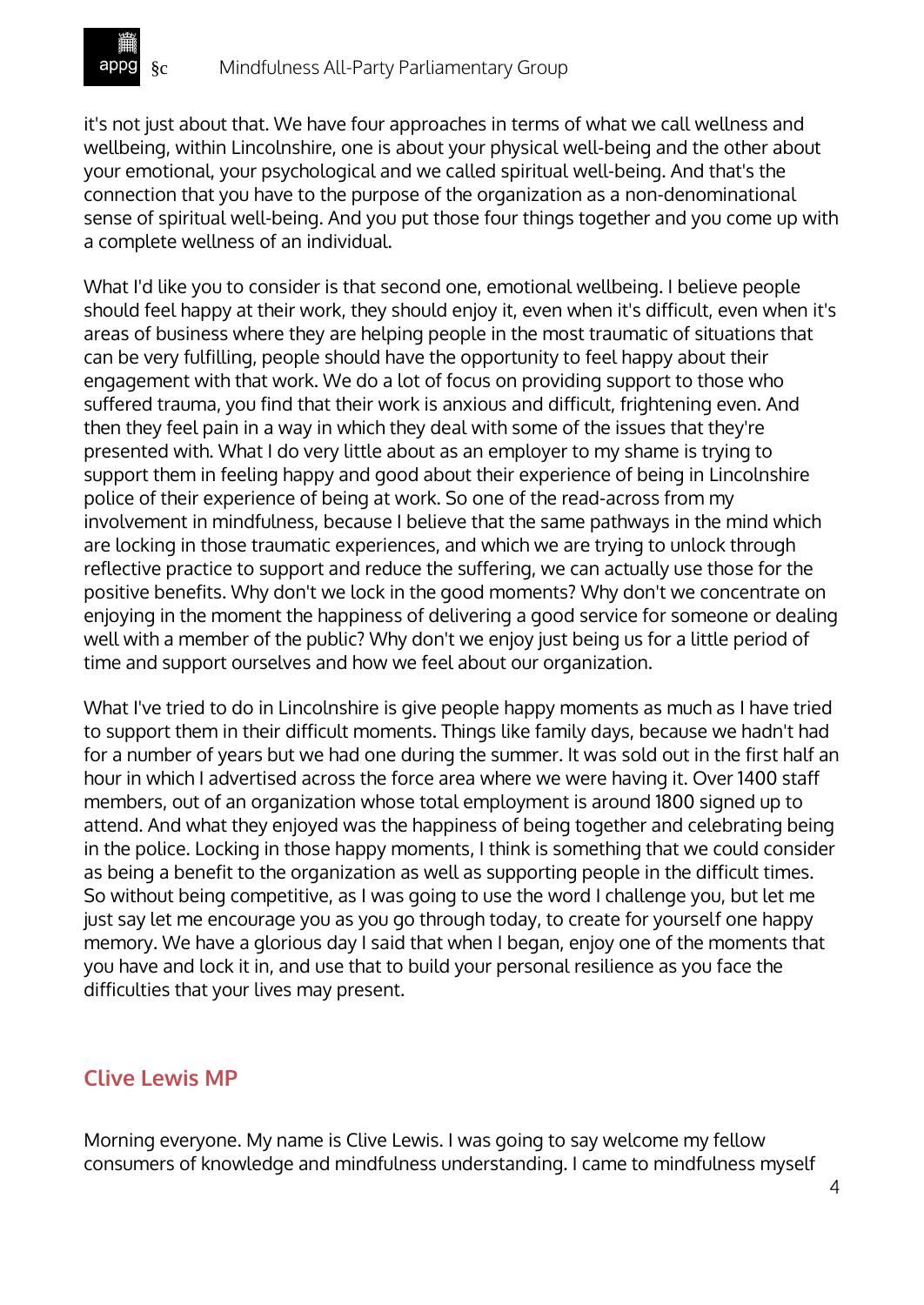it's not just about that. We have four approaches in terms of what we call wellness and wellbeing, within Lincolnshire, one is about your physical well-being and the other about your emotional, your psychological and we called spiritual well-being. And that's the connection that you have to the purpose of the organization as a non-denominational sense of spiritual well-being. And you put those four things together and you come up with a complete wellness of an individual.

What I'd like you to consider is that second one, emotional wellbeing. I believe people should feel happy at their work, they should enjoy it, even when it's difficult, even when it's areas of business where they are helping people in the most traumatic of situations that can be very fulfilling, people should have the opportunity to feel happy about their engagement with that work. We do a lot of focus on providing support to those who suffered trauma, you find that their work is anxious and difficult, frightening even. And then they feel pain in a way in which they deal with some of the issues that they're presented with. What I do very little about as an employer to my shame is trying to support them in feeling happy and good about their experience of being in Lincolnshire police of their experience of being at work. So one of the read-across from my involvement in mindfulness, because I believe that the same pathways in the mind which are locking in those traumatic experiences, and which we are trying to unlock through reflective practice to support and reduce the suffering, we can actually use those for the positive benefits. Why don't we lock in the good moments? Why don't we concentrate on enjoying in the moment the happiness of delivering a good service for someone or dealing well with a member of the public? Why don't we enjoy just being us for a little period of time and support ourselves and how we feel about our organization.

What I've tried to do in Lincolnshire is give people happy moments as much as I have tried to support them in their difficult moments. Things like family days, because we hadn't had for a number of years but we had one during the summer. It was sold out in the first half an hour in which I advertised across the force area where we were having it. Over 1400 staff members, out of an organization whose total employment is around 1800 signed up to attend. And what they enjoyed was the happiness of being together and celebrating being in the police. Locking in those happy moments, I think is something that we could consider as being a benefit to the organization as well as supporting people in the difficult times. So without being competitive, as I was going to use the word I challenge you, but let me just say let me encourage you as you go through today, to create for yourself one happy memory. We have a glorious day I said that when I began, enjoy one of the moments that you have and lock it in, and use that to build your personal resilience as you face the difficulties that your lives may present.

## Clive Lewis MP

Morning everyone. My name is Clive Lewis. I was going to say welcome my fellow consumers of knowledge and mindfulness understanding. I came to mindfulness myself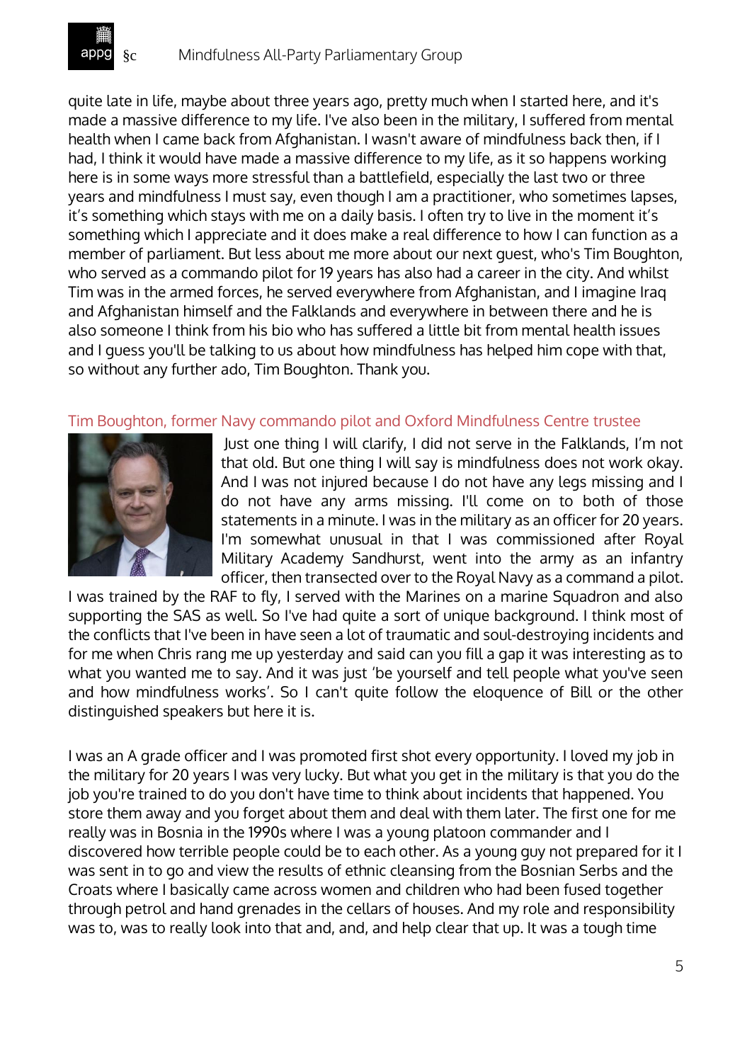quite late in life, maybe about three years ago, pretty much when I started here, and it's made a massive difference to my life. I've also been in the military, I suffered from mental health when I came back from Afghanistan. I wasn't aware of mindfulness back then, if I had, I think it would have made a massive difference to my life, as it so happens working here is in some ways more stressful than a battlefield, especially the last two or three years and mindfulness I must say, even though I am a practitioner, who sometimes lapses, it's something which stays with me on a daily basis. I often try to live in the moment it's something which I appreciate and it does make a real difference to how I can function as a member of parliament. But less about me more about our next guest, who's Tim Boughton, who served as a commando pilot for 19 years has also had a career in the city. And whilst Tim was in the armed forces, he served everywhere from Afghanistan, and I imagine Iraq and Afghanistan himself and the Falklands and everywhere in between there and he is also someone I think from his bio who has suffered a little bit from mental health issues and I guess you'll be talking to us about how mindfulness has helped him cope with that, so without any further ado, Tim Boughton. Thank you.

## Tim Boughton, former Navy commando pilot and Oxford Mindfulness Centre trustee

Just one thing I will clarify, I did not serve in the Falklands, I'm not that old. But one thing I will say is mindfulness does not work okay. And I was not injured because I do not have any legs missing and I do not have any arms missing. I'll come on to both of those statements in a minute. I was in the military as an officer for 20 years. I'm somewhat unusual in that I was commissioned after Royal Military Academy Sandhurst, went into the army as an infantry officer, then transected over to the Royal Navy as a command a pilot. I was trained by the RAF to fly, I served with the Marines on a marine Squadron and also supporting the SAS as well. So I've had quite a sort of unique background. I think most of the conflicts that I've been in have seen a lot of traumatic and soul-destroying incidents and for me when Chris rang me up yesterday and said can you fill a gap it was interesting as to what you wanted me to say. And it was just 'be yourself and tell people what you've seen and how mindfulness works'. So I can't quite follow the eloquence of Bill or the other distinguished speakers but here it is.

I was an A grade officer and I was promoted first shot every opportunity. I loved my job in the military for 20 years I was very lucky. But what you get in the military is that you do the job you're trained to do you don't have time to think about incidents that happened. You store them away and you forget about them and deal with them later. The first one for me really was in Bosnia in the 1990s where I was a young platoon commander and I discovered how terrible people could be to each other. As a young guy not prepared for it I was sent in to go and view the results of ethnic cleansing from the Bosnian Serbs and the Croats where I basically came across women and children who had been fused together through petrol and hand grenades in the cellars of houses. And my role and responsibility was to, was to really look into that and, and, and help clear that up. It was a tough time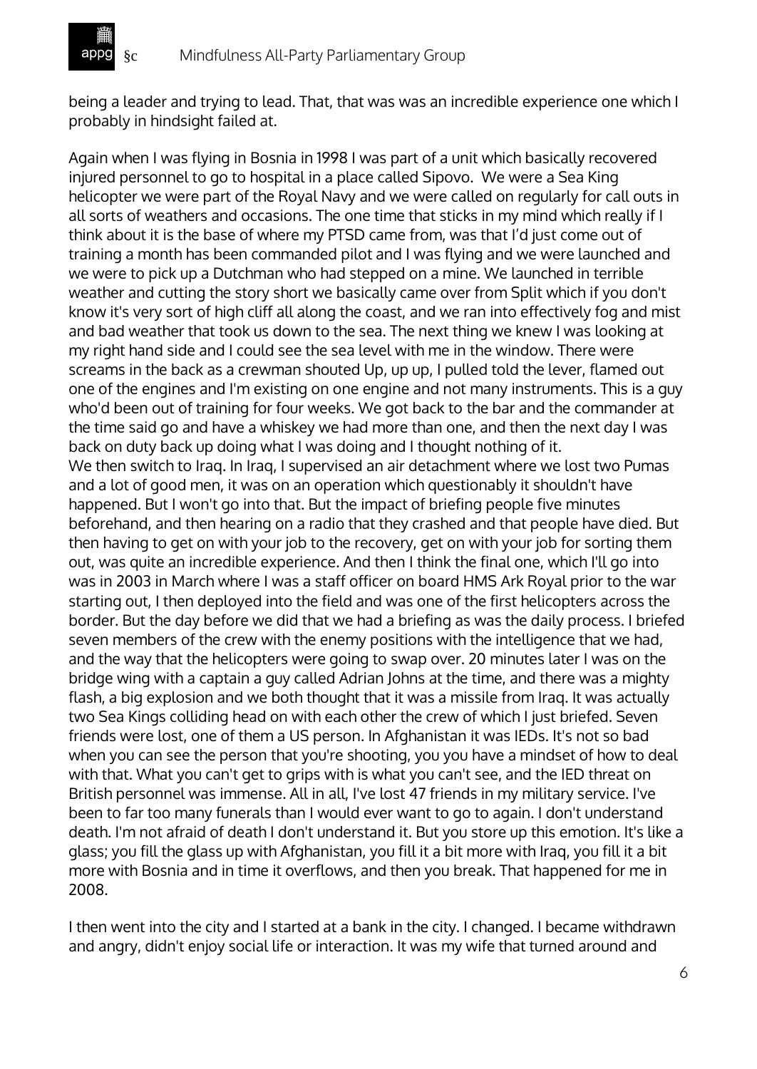being a leader and trying to lead. That, that was was an incredible experience one which I probably in hindsight failed at.

Again when I was flying in Bosnia in 1998 I was part of a unit which basically recovered injured personnel to go to hospital in a place called Sipovo. We were a Sea King helicopter we were part of the Royal Navy and we were called on regularly for call outs in all sorts of weathers and occasions. The one time that sticks in my mind which really if I think about it is the base of where my PTSD came from, was that I'd just come out of training a month has been commanded pilot and I was flying and we were launched and we were to pick up a Dutchman who had stepped on a mine. We launched in terrible weather and cutting the story short we basically came over from Split which if you don't know it's very sort of high cliff all along the coast, and we ran into effectively fog and mist and bad weather that took us down to the sea. The next thing we knew I was looking at my right hand side and I could see the sea level with me in the window. There were screams in the back as a crewman shouted Up, up up, I pulled told the lever, flamed out one of the engines and I'm existing on one engine and not many instruments. This is a guy who'd been out of training for four weeks. We got back to the bar and the commander at the time said go and have a whiskey we had more than one, and then the next day I was back on duty back up doing what I was doing and I thought nothing of it.
We then switch to Iraq. In Iraq, I supervised an air detachment where we lost two Pumas and a lot of good men, it was on an operation which questionably it shouldn't have happened. But I won't go into that. But the impact of briefing people five minutes beforehand, and then hearing on a radio that they crashed and that people have died. But then having to get on with your job to the recovery, get on with your job for sorting them out, was quite an incredible experience. And then I think the final one, which I'll go into was in 2003 in March where I was a staff officer on board HMS Ark Royal prior to the war starting out, I then deployed into the field and was one of the first helicopters across the border. But the day before we did that we had a briefing as was the daily process. I briefed seven members of the crew with the enemy positions with the intelligence that we had, and the way that the helicopters were going to swap over. 20 minutes later I was on the bridge wing with a captain a guy called Adrian Johns at the time, and there was a mighty flash, a big explosion and we both thought that it was a missile from Iraq. It was actually two Sea Kings colliding head on with each other the crew of which I just briefed. Seven friends were lost, one of them a US person. In Afghanistan it was IEDs. It's not so bad when you can see the person that you're shooting, you you have a mindset of how to deal with that. What you can't get to grips with is what you can't see, and the IED threat on British personnel was immense. All in all, I've lost 47 friends in my military service. I've been to far too many funerals than I would ever want to go to again. I don't understand death. I'm not afraid of death I don't understand it. But you store up this emotion. It's like a glass; you fill the glass up with Afghanistan, you fill it a bit more with Iraq, you fill it a bit more with Bosnia and in time it overflows, and then you break. That happened for me in 2008.

I then went into the city and I started at a bank in the city. I changed. I became withdrawn and angry, didn't enjoy social life or interaction. It was my wife that turned around and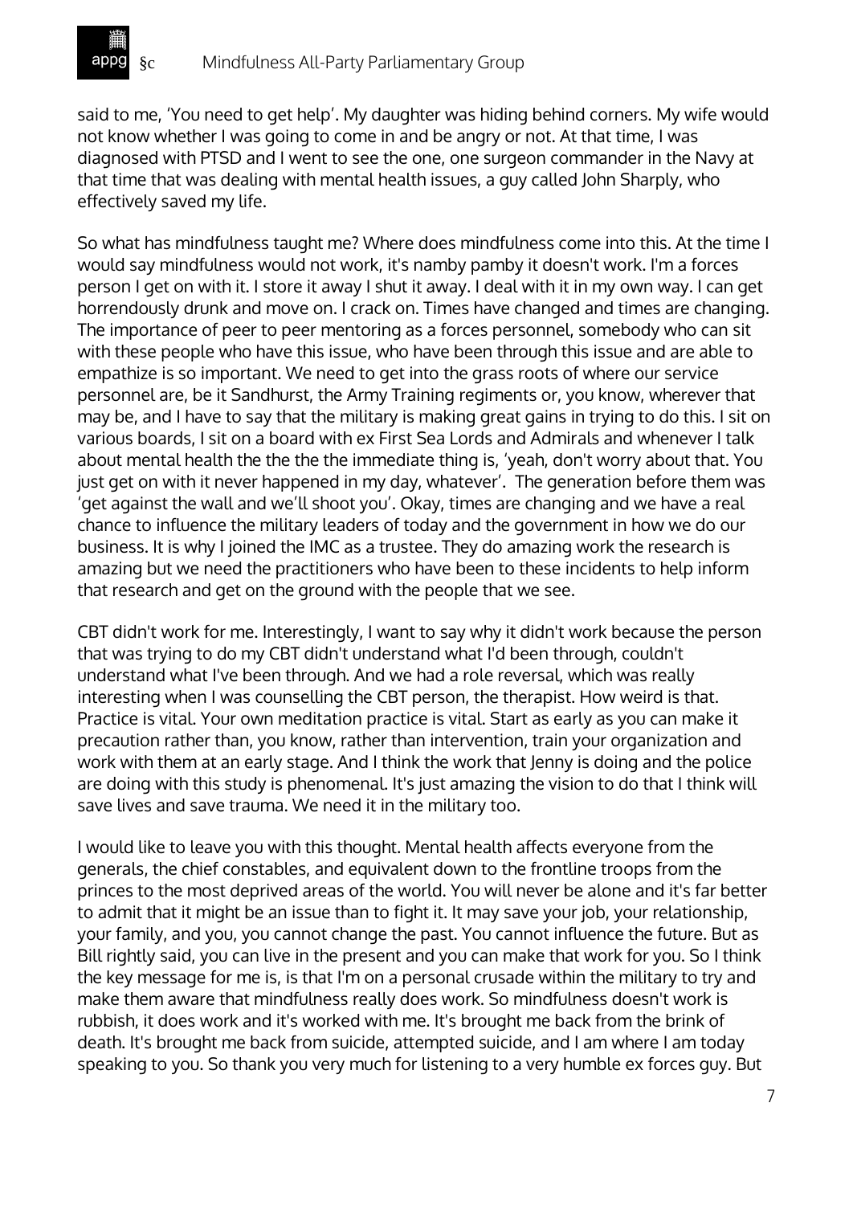said to me, ‘You need to get help’. My daughter was hiding behind corners. My wife would not know whether I was going to come in and be angry or not. At that time, I was diagnosed with PTSD and I went to see the one, one surgeon commander in the Navy at that time that was dealing with mental health issues, a guy called John Sharply, who effectively saved my life.

So what has mindfulness taught me? Where does mindfulness come into this. At the time I would say mindfulness would not work, it's namby pamby it doesn't work. I'm a forces person I get on with it. I store it away I shut it away. I deal with it in my own way. I can get horrendously drunk and move on. I crack on. Times have changed and times are changing. The importance of peer to peer mentoring as a forces personnel, somebody who can sit with these people who have this issue, who have been through this issue and are able to empathize is so important. We need to get into the grass roots of where our service personnel are, be it Sandhurst, the Army Training regiments or, you know, wherever that may be, and I have to say that the military is making great gains in trying to do this. I sit on various boards, I sit on a board with ex First Sea Lords and Admirals and whenever I talk about mental health the the the the immediate thing is, ‘yeah, don't worry about that. You just get on with it never happened in my day, whatever’. The generation before them was ‘get against the wall and we’ll shoot you’. Okay, times are changing and we have a real chance to influence the military leaders of today and the government in how we do our business. It is why I joined the IMC as a trustee. They do amazing work the research is amazing but we need the practitioners who have been to these incidents to help inform that research and get on the ground with the people that we see.

CBT didn't work for me. Interestingly, I want to say why it didn't work because the person that was trying to do my CBT didn't understand what I'd been through, couldn't understand what I've been through. And we had a role reversal, which was really interesting when I was counselling the CBT person, the therapist. How weird is that. Practice is vital. Your own meditation practice is vital. Start as early as you can make it precaution rather than, you know, rather than intervention, train your organization and work with them at an early stage. And I think the work that Jenny is doing and the police are doing with this study is phenomenal. It's just amazing the vision to do that I think will save lives and save trauma. We need it in the military too.

I would like to leave you with this thought. Mental health affects everyone from the generals, the chief constables, and equivalent down to the frontline troops from the princes to the most deprived areas of the world. You will never be alone and it's far better to admit that it might be an issue than to fight it. It may save your job, your relationship, your family, and you, you cannot change the past. You cannot influence the future. But as Bill rightly said, you can live in the present and you can make that work for you. So I think the key message for me is, is that I'm on a personal crusade within the military to try and make them aware that mindfulness really does work. So mindfulness doesn't work is rubbish, it does work and it's worked with me. It's brought me back from the brink of death. It's brought me back from suicide, attempted suicide, and I am where I am today speaking to you. So thank you very much for listening to a very humble ex forces guy. But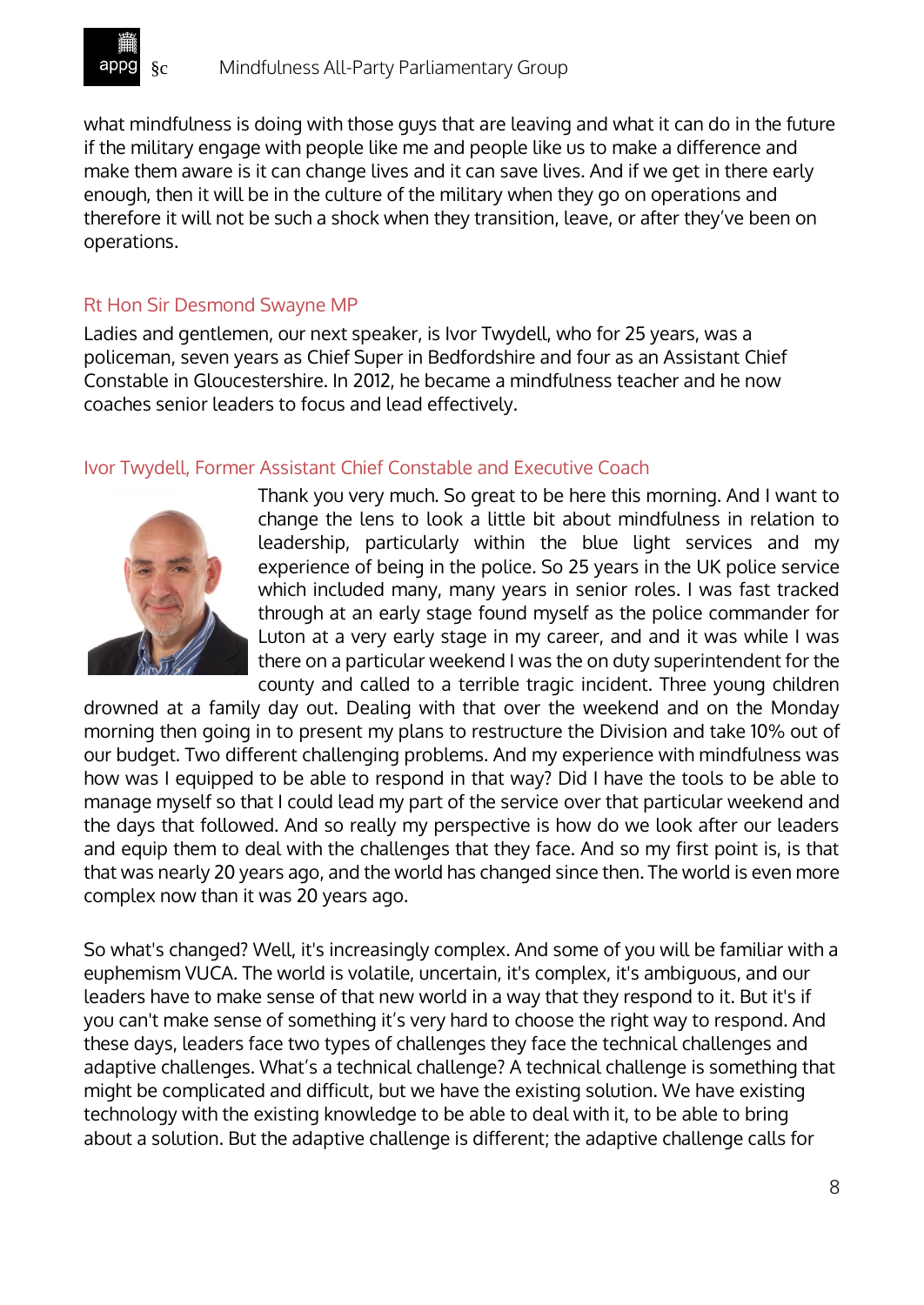what mindfulness is doing with those guys that are leaving and what it can do in the future if the military engage with people like me and people like us to make a difference and make them aware is it can change lives and it can save lives. And if we get in there early enough, then it will be in the culture of the military when they go on operations and therefore it will not be such a shock when they transition, leave, or after they've been on operations.

### Rt Hon Sir Desmond Swayne MP

Ladies and gentlemen, our next speaker, is Ivor Twydell, who for 25 years, was a policeman, seven years as Chief Super in Bedfordshire and four as an Assistant Chief Constable in Gloucestershire. In 2012, he became a mindfulness teacher and he now coaches senior leaders to focus and lead effectively.

### Ivor Twydell, Former Assistant Chief Constable and Executive Coach

Thank you very much. So great to be here this morning. And I want to change the lens to look a little bit about mindfulness in relation to leadership, particularly within the blue light services and my experience of being in the police. So 25 years in the UK police service which included many, many years in senior roles. I was fast tracked through at an early stage found myself as the police commander for Luton at a very early stage in my career, and and it was while I was there on a particular weekend I was the on duty superintendent for the county and called to a terrible tragic incident. Three young children drowned at a family day out. Dealing with that over the weekend and on the Monday morning then going in to present my plans to restructure the Division and take 10% out of our budget. Two different challenging problems. And my experience with mindfulness was how was I equipped to be able to respond in that way? Did I have the tools to be able to manage myself so that I could lead my part of the service over that particular weekend and the days that followed. And so really my perspective is how do we look after our leaders and equip them to deal with the challenges that they face. And so my first point is, is that that was nearly 20 years ago, and the world has changed since then. The world is even more complex now than it was 20 years ago.

So what's changed? Well, it's increasingly complex. And some of you will be familiar with a euphemism VUCA. The world is volatile, uncertain, it's complex, it's ambiguous, and our leaders have to make sense of that new world in a way that they respond to it. But it's if you can't make sense of something it's very hard to choose the right way to respond. And these days, leaders face two types of challenges they face the technical challenges and adaptive challenges. What's a technical challenge? A technical challenge is something that might be complicated and difficult, but we have the existing solution. We have existing technology with the existing knowledge to be able to deal with it, to be able to bring about a solution. But the adaptive challenge is different; the adaptive challenge calls for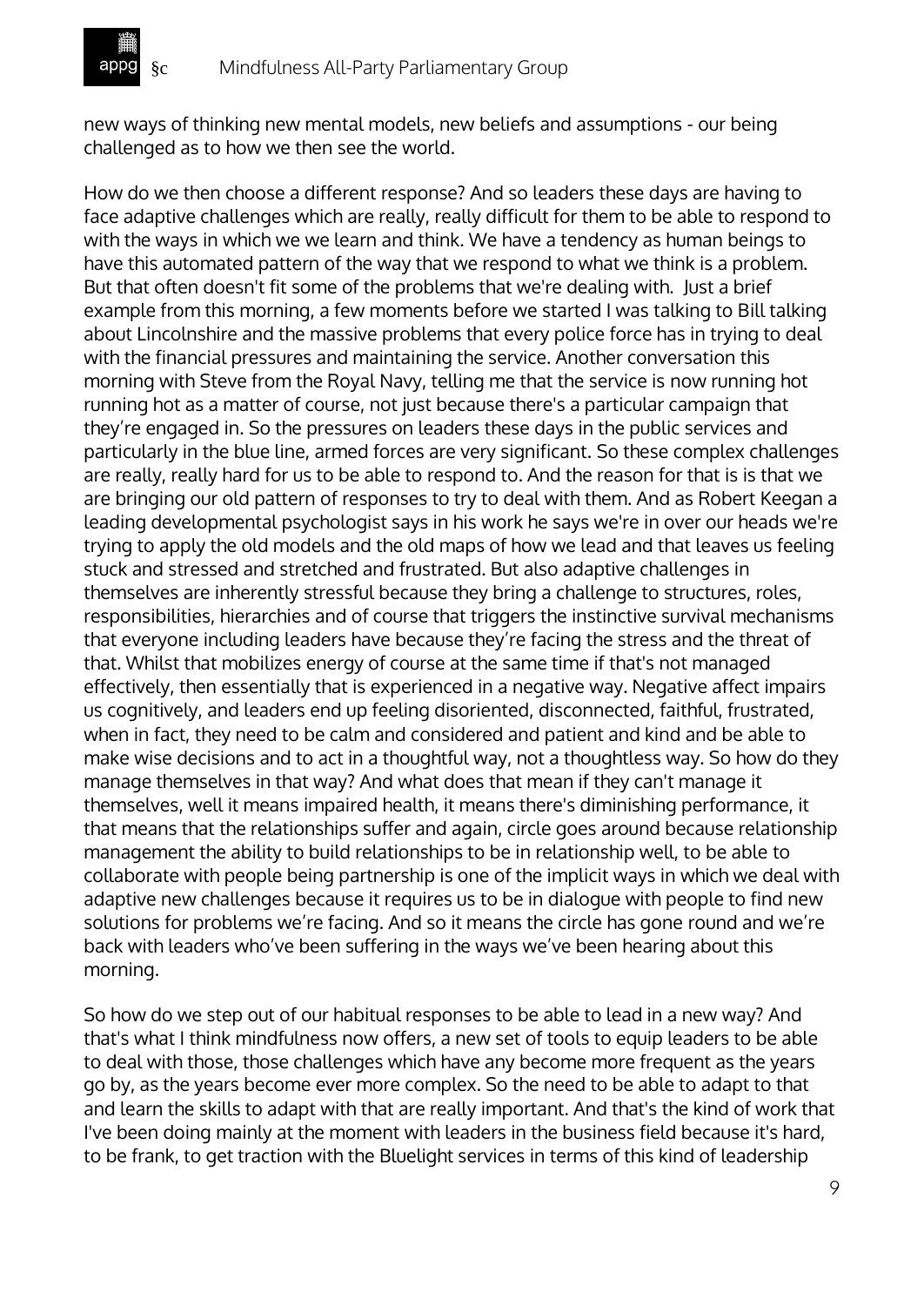new ways of thinking new mental models, new beliefs and assumptions - our being challenged as to how we then see the world.

How do we then choose a different response? And so leaders these days are having to face adaptive challenges which are really, really difficult for them to be able to respond to with the ways in which we we learn and think. We have a tendency as human beings to have this automated pattern of the way that we respond to what we think is a problem. But that often doesn't fit some of the problems that we're dealing with. Just a brief example from this morning, a few moments before we started I was talking to Bill talking about Lincolnshire and the massive problems that every police force has in trying to deal with the financial pressures and maintaining the service. Another conversation this morning with Steve from the Royal Navy, telling me that the service is now running hot running hot as a matter of course, not just because there's a particular campaign that they're engaged in. So the pressures on leaders these days in the public services and particularly in the blue line, armed forces are very significant. So these complex challenges are really, really hard for us to be able to respond to. And the reason for that is is that we are bringing our old pattern of responses to try to deal with them. And as Robert Keegan a leading developmental psychologist says in his work he says we're in over our heads we're trying to apply the old models and the old maps of how we lead and that leaves us feeling stuck and stressed and stretched and frustrated. But also adaptive challenges in themselves are inherently stressful because they bring a challenge to structures, roles, responsibilities, hierarchies and of course that triggers the instinctive survival mechanisms that everyone including leaders have because they're facing the stress and the threat of that. Whilst that mobilizes energy of course at the same time if that's not managed effectively, then essentially that is experienced in a negative way. Negative affect impairs us cognitively, and leaders end up feeling disoriented, disconnected, faithful, frustrated, when in fact, they need to be calm and considered and patient and kind and be able to make wise decisions and to act in a thoughtful way, not a thoughtless way. So how do they manage themselves in that way? And what does that mean if they can't manage it themselves, well it means impaired health, it means there's diminishing performance, it that means that the relationships suffer and again, circle goes around because relationship management the ability to build relationships to be in relationship well, to be able to collaborate with people being partnership is one of the implicit ways in which we deal with adaptive new challenges because it requires us to be in dialogue with people to find new solutions for problems we're facing. And so it means the circle has gone round and we're back with leaders who've been suffering in the ways we've been hearing about this morning.

So how do we step out of our habitual responses to be able to lead in a new way? And that's what I think mindfulness now offers, a new set of tools to equip leaders to be able to deal with those, those challenges which have any become more frequent as the years go by, as the years become ever more complex. So the need to be able to adapt to that and learn the skills to adapt with that are really important. And that's the kind of work that I've been doing mainly at the moment with leaders in the business field because it's hard, to be frank, to get traction with the Bluelight services in terms of this kind of leadership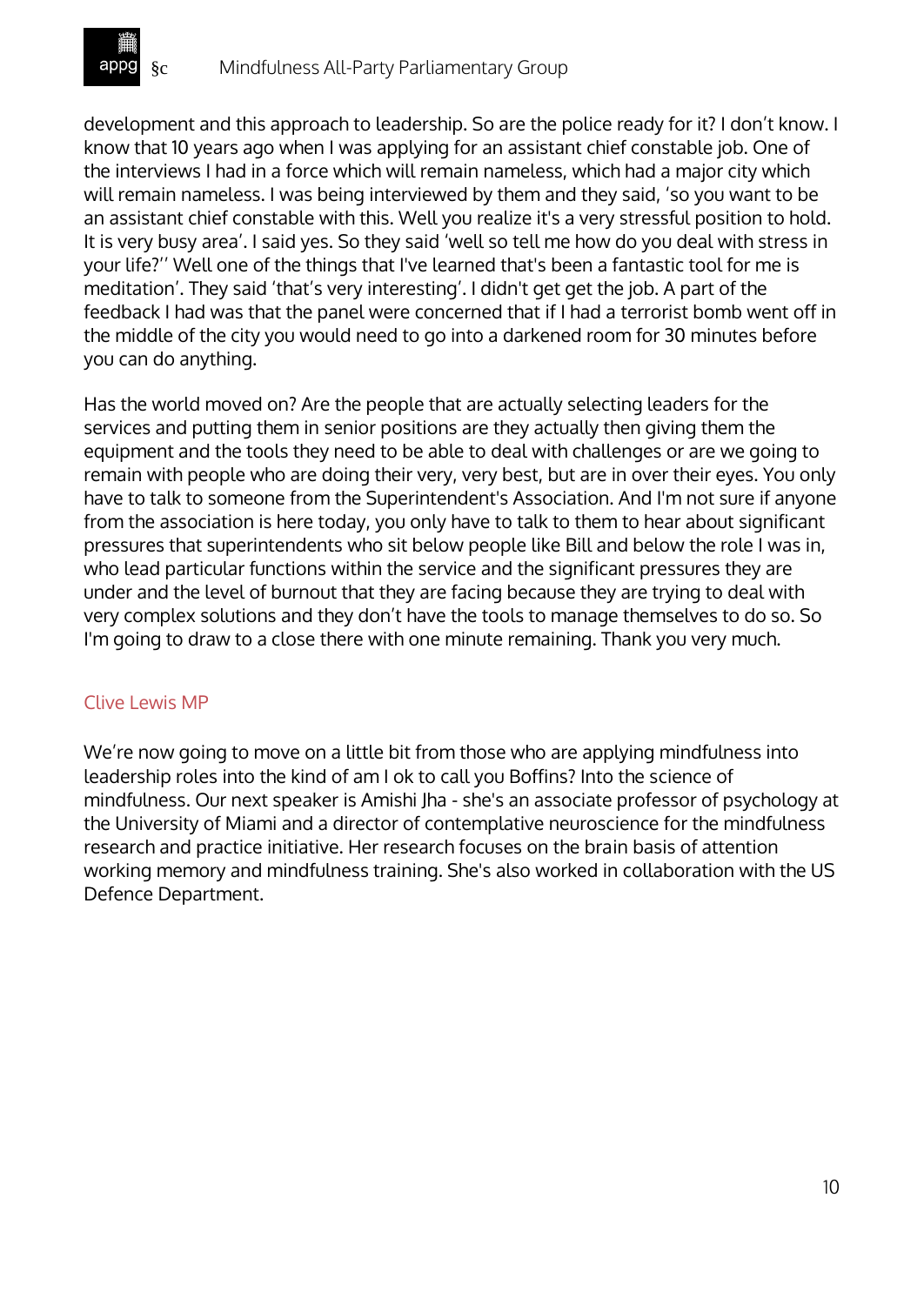development and this approach to leadership. So are the police ready for it? I don't know. I know that 10 years ago when I was applying for an assistant chief constable job. One of the interviews I had in a force which will remain nameless, which had a major city which will remain nameless. I was being interviewed by them and they said, 'so you want to be an assistant chief constable with this. Well you realize it's a very stressful position to hold. It is very busy area'. I said yes. So they said 'well so tell me how do you deal with stress in your life?'' Well one of the things that I've learned that's been a fantastic tool for me is meditation'. They said 'that's very interesting'. I didn't get get the job. A part of the feedback I had was that the panel were concerned that if I had a terrorist bomb went off in the middle of the city you would need to go into a darkened room for 30 minutes before you can do anything.

Has the world moved on? Are the people that are actually selecting leaders for the services and putting them in senior positions are they actually then giving them the equipment and the tools they need to be able to deal with challenges or are we going to remain with people who are doing their very, very best, but are in over their eyes. You only have to talk to someone from the Superintendent's Association. And I'm not sure if anyone from the association is here today, you only have to talk to them to hear about significant pressures that superintendents who sit below people like Bill and below the role I was in, who lead particular functions within the service and the significant pressures they are under and the level of burnout that they are facing because they are trying to deal with very complex solutions and they don't have the tools to manage themselves to do so. So I'm going to draw to a close there with one minute remaining. Thank you very much.

### Clive Lewis MP

We're now going to move on a little bit from those who are applying mindfulness into leadership roles into the kind of am I ok to call you Boffins? Into the science of mindfulness. Our next speaker is Amishi Jha - she's an associate professor of psychology at the University of Miami and a director of contemplative neuroscience for the mindfulness research and practice initiative. Her research focuses on the brain basis of attention working memory and mindfulness training. She's also worked in collaboration with the US Defence Department.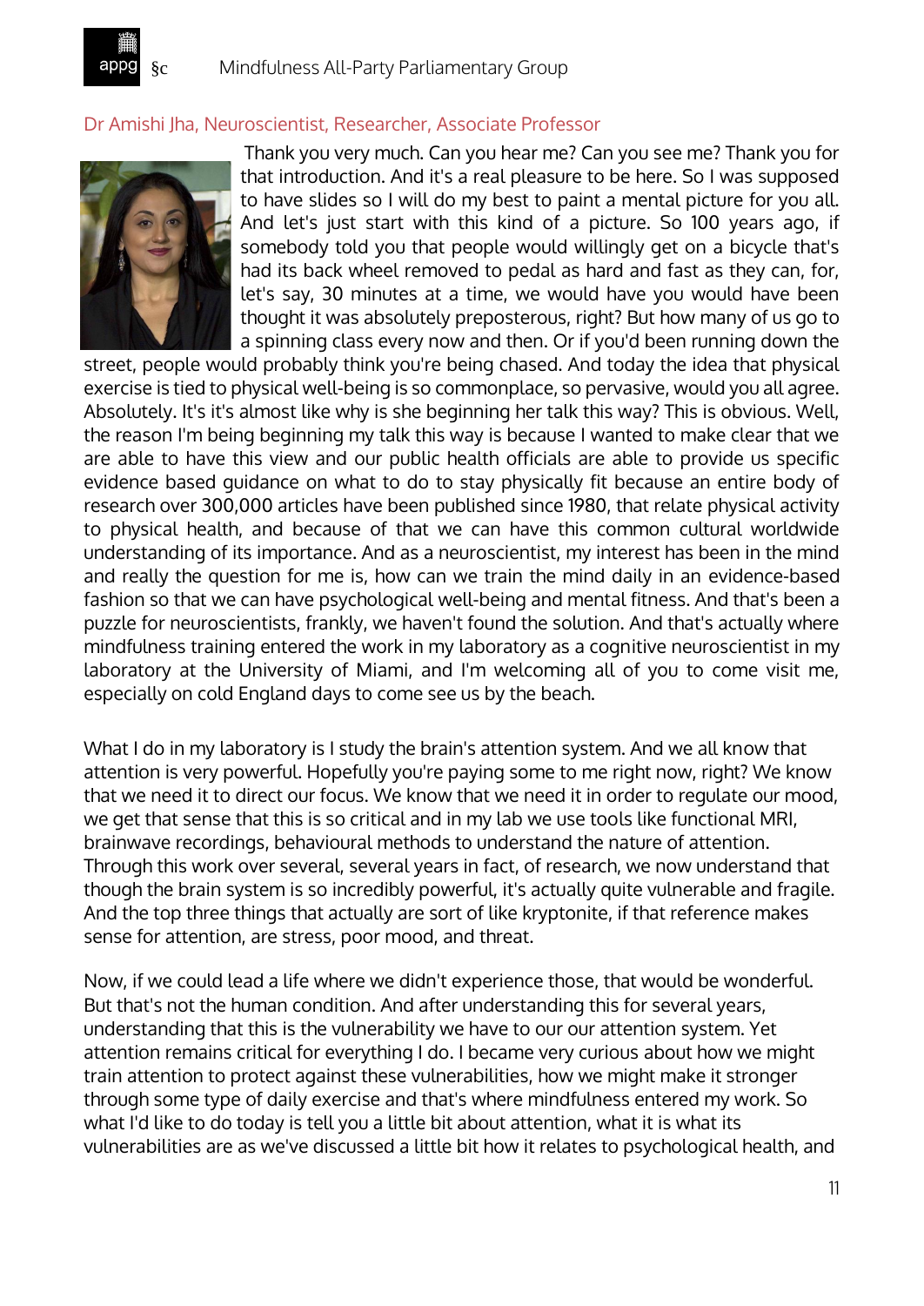### Dr Amishi Jha, Neuroscientist, Researcher, Associate Professor

Thank you very much. Can you hear me? Can you see me? Thank you for that introduction. And it's a real pleasure to be here. So I was supposed to have slides so I will do my best to paint a mental picture for you all. And let's just start with this kind of a picture. So 100 years ago, if somebody told you that people would willingly get on a bicycle that's had its back wheel removed to pedal as hard and fast as they can, for, let's say, 30 minutes at a time, we would have you would have been thought it was absolutely preposterous, right? But how many of us go to a spinning class every now and then. Or if you'd been running down the street, people would probably think you're being chased. And today the idea that physical exercise is tied to physical well-being is so commonplace, so pervasive, would you all agree. Absolutely. It's it's almost like why is she beginning her talk this way? This is obvious. Well, the reason I'm being beginning my talk this way is because I wanted to make clear that we are able to have this view and our public health officials are able to provide us specific evidence based guidance on what to do to stay physically fit because an entire body of research over 300,000 articles have been published since 1980, that relate physical activity to physical health, and because of that we can have this common cultural worldwide understanding of its importance. And as a neuroscientist, my interest has been in the mind and really the question for me is, how can we train the mind daily in an evidence-based fashion so that we can have psychological well-being and mental fitness. And that's been a puzzle for neuroscientists, frankly, we haven't found the solution. And that's actually where mindfulness training entered the work in my laboratory as a cognitive neuroscientist in my laboratory at the University of Miami, and I'm welcoming all of you to come visit me, especially on cold England days to come see us by the beach.

What I do in my laboratory is I study the brain's attention system. And we all know that attention is very powerful. Hopefully you're paying some to me right now, right? We know that we need it to direct our focus. We know that we need it in order to regulate our mood, we get that sense that this is so critical and in my lab we use tools like functional MRI, brainwave recordings, behavioural methods to understand the nature of attention. Through this work over several, several years in fact, of research, we now understand that though the brain system is so incredibly powerful, it's actually quite vulnerable and fragile. And the top three things that actually are sort of like kryptonite, if that reference makes sense for attention, are stress, poor mood, and threat.

Now, if we could lead a life where we didn't experience those, that would be wonderful. But that's not the human condition. And after understanding this for several years, understanding that this is the vulnerability we have to our our attention system. Yet attention remains critical for everything I do. I became very curious about how we might train attention to protect against these vulnerabilities, how we might make it stronger through some type of daily exercise and that's where mindfulness entered my work. So what I'd like to do today is tell you a little bit about attention, what it is what its vulnerabilities are as we've discussed a little bit how it relates to psychological health, and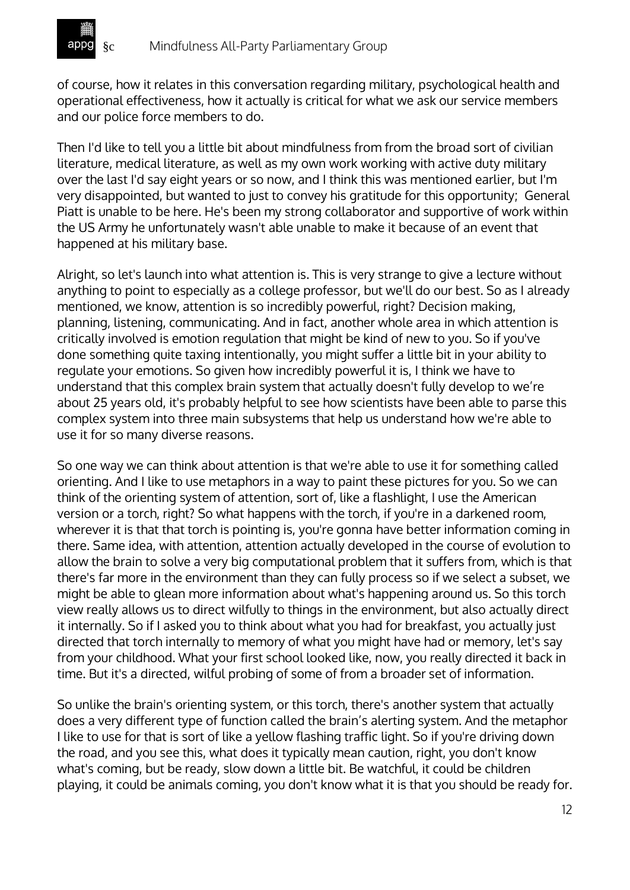of course, how it relates in this conversation regarding military, psychological health and operational effectiveness, how it actually is critical for what we ask our service members and our police force members to do.

Then I'd like to tell you a little bit about mindfulness from from the broad sort of civilian literature, medical literature, as well as my own work working with active duty military over the last I'd say eight years or so now, and I think this was mentioned earlier, but I'm very disappointed, but wanted to just to convey his gratitude for this opportunity;  General Piatt is unable to be here. He's been my strong collaborator and supportive of work within the US Army he unfortunately wasn't able unable to make it because of an event that happened at his military base.

Alright, so let's launch into what attention is. This is very strange to give a lecture without anything to point to especially as a college professor, but we'll do our best. So as I already mentioned, we know, attention is so incredibly powerful, right? Decision making, planning, listening, communicating. And in fact, another whole area in which attention is critically involved is emotion regulation that might be kind of new to you. So if you've done something quite taxing intentionally, you might suffer a little bit in your ability to regulate your emotions. So given how incredibly powerful it is, I think we have to understand that this complex brain system that actually doesn't fully develop to we're about 25 years old, it's probably helpful to see how scientists have been able to parse this complex system into three main subsystems that help us understand how we're able to use it for so many diverse reasons.

So one way we can think about attention is that we're able to use it for something called orienting. And I like to use metaphors in a way to paint these pictures for you. So we can think of the orienting system of attention, sort of, like a flashlight, I use the American version or a torch, right? So what happens with the torch, if you're in a darkened room, wherever it is that that torch is pointing is, you're gonna have better information coming in there. Same idea, with attention, attention actually developed in the course of evolution to allow the brain to solve a very big computational problem that it suffers from, which is that there's far more in the environment than they can fully process so if we select a subset, we might be able to glean more information about what's happening around us. So this torch view really allows us to direct wilfully to things in the environment, but also actually direct it internally. So if I asked you to think about what you had for breakfast, you actually just directed that torch internally to memory of what you might have had or memory, let's say from your childhood. What your first school looked like, now, you really directed it back in time. But it's a directed, wilful probing of some of from a broader set of information.

So unlike the brain's orienting system, or this torch, there's another system that actually does a very different type of function called the brain's alerting system. And the metaphor I like to use for that is sort of like a yellow flashing traffic light. So if you're driving down the road, and you see this, what does it typically mean caution, right, you don't know what's coming, but be ready, slow down a little bit. Be watchful, it could be children playing, it could be animals coming, you don't know what it is that you should be ready for.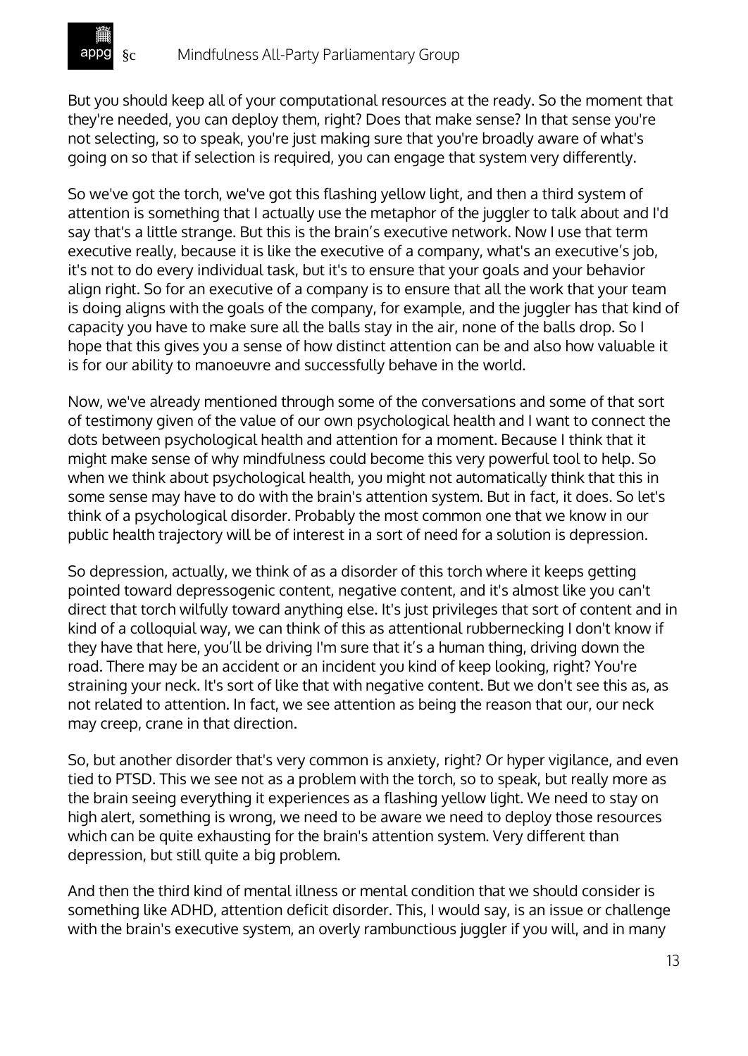But you should keep all of your computational resources at the ready. So the moment that they're needed, you can deploy them, right? Does that make sense? In that sense you're not selecting, so to speak, you're just making sure that you're broadly aware of what's going on so that if selection is required, you can engage that system very differently.

So we've got the torch, we've got this flashing yellow light, and then a third system of attention is something that I actually use the metaphor of the juggler to talk about and I'd say that's a little strange. But this is the brain's executive network. Now I use that term executive really, because it is like the executive of a company, what's an executive's job, it's not to do every individual task, but it's to ensure that your goals and your behavior align right. So for an executive of a company is to ensure that all the work that your team is doing aligns with the goals of the company, for example, and the juggler has that kind of capacity you have to make sure all the balls stay in the air, none of the balls drop. So I hope that this gives you a sense of how distinct attention can be and also how valuable it is for our ability to manoeuvre and successfully behave in the world.

Now, we've already mentioned through some of the conversations and some of that sort of testimony given of the value of our own psychological health and I want to connect the dots between psychological health and attention for a moment. Because I think that it might make sense of why mindfulness could become this very powerful tool to help. So when we think about psychological health, you might not automatically think that this in some sense may have to do with the brain's attention system. But in fact, it does. So let's think of a psychological disorder. Probably the most common one that we know in our public health trajectory will be of interest in a sort of need for a solution is depression.

So depression, actually, we think of as a disorder of this torch where it keeps getting pointed toward depressogenic content, negative content, and it's almost like you can't direct that torch wilfully toward anything else. It's just privileges that sort of content and in kind of a colloquial way, we can think of this as attentional rubbernecking I don't know if they have that here, you'll be driving I'm sure that it's a human thing, driving down the road. There may be an accident or an incident you kind of keep looking, right? You're straining your neck. It's sort of like that with negative content. But we don't see this as, as not related to attention. In fact, we see attention as being the reason that our, our neck may creep, crane in that direction.

So, but another disorder that's very common is anxiety, right? Or hyper vigilance, and even tied to PTSD. This we see not as a problem with the torch, so to speak, but really more as the brain seeing everything it experiences as a flashing yellow light. We need to stay on high alert, something is wrong, we need to be aware we need to deploy those resources which can be quite exhausting for the brain's attention system. Very different than depression, but still quite a big problem.

And then the third kind of mental illness or mental condition that we should consider is something like ADHD, attention deficit disorder. This, I would say, is an issue or challenge with the brain's executive system, an overly rambunctious juggler if you will, and in many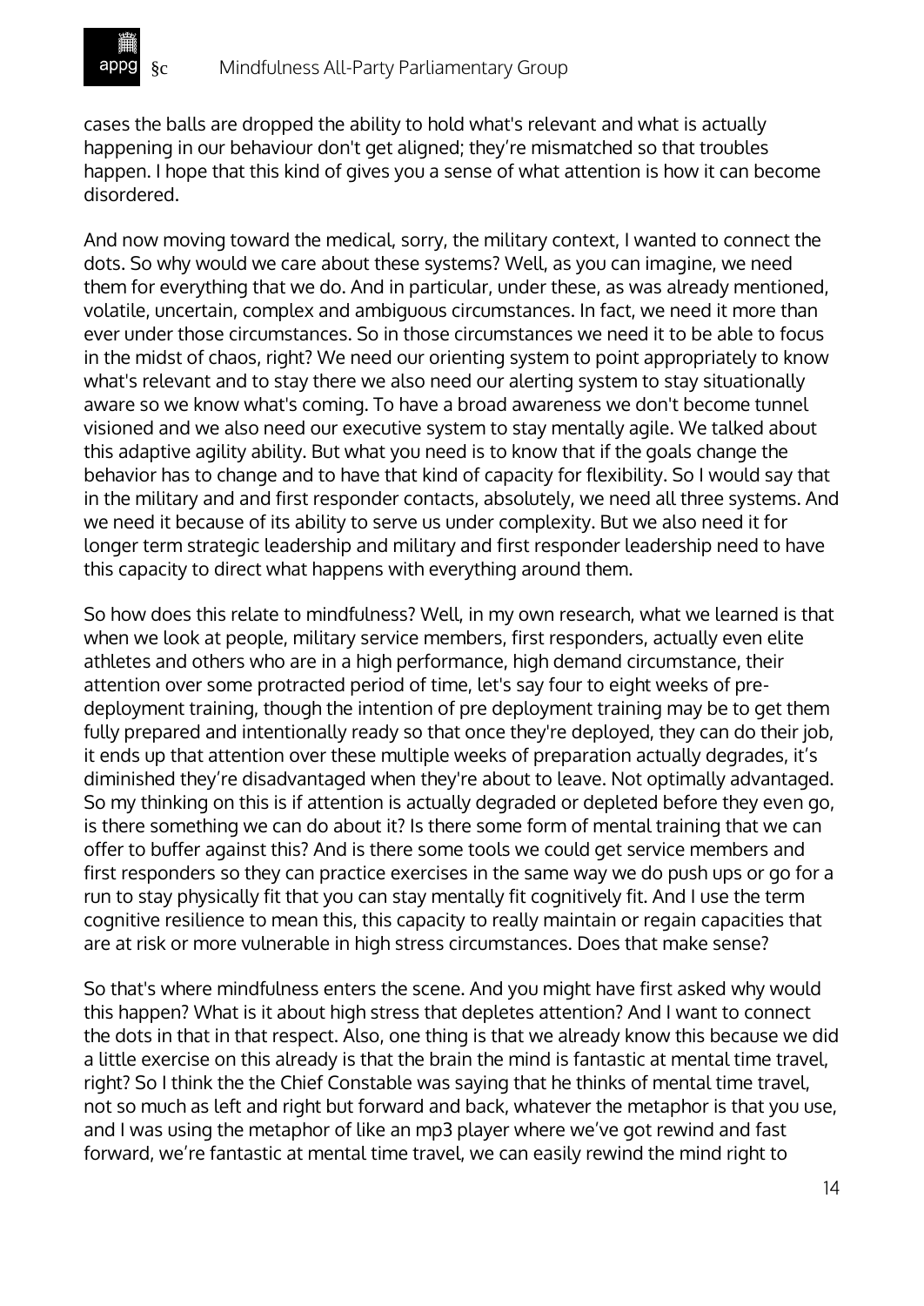cases the balls are dropped the ability to hold what's relevant and what is actually happening in our behaviour don't get aligned; they're mismatched so that troubles happen. I hope that this kind of gives you a sense of what attention is how it can become disordered.

And now moving toward the medical, sorry, the military context, I wanted to connect the dots. So why would we care about these systems? Well, as you can imagine, we need them for everything that we do. And in particular, under these, as was already mentioned, volatile, uncertain, complex and ambiguous circumstances. In fact, we need it more than ever under those circumstances. So in those circumstances we need it to be able to focus in the midst of chaos, right? We need our orienting system to point appropriately to know what's relevant and to stay there we also need our alerting system to stay situationally aware so we know what's coming. To have a broad awareness we don't become tunnel visioned and we also need our executive system to stay mentally agile. We talked about this adaptive agility ability. But what you need is to know that if the goals change the behavior has to change and to have that kind of capacity for flexibility. So I would say that in the military and and first responder contacts, absolutely, we need all three systems. And we need it because of its ability to serve us under complexity. But we also need it for longer term strategic leadership and military and first responder leadership need to have this capacity to direct what happens with everything around them.

So how does this relate to mindfulness? Well, in my own research, what we learned is that when we look at people, military service members, first responders, actually even elite athletes and others who are in a high performance, high demand circumstance, their attention over some protracted period of time, let's say four to eight weeks of pre-deployment training, though the intention of pre deployment training may be to get them fully prepared and intentionally ready so that once they're deployed, they can do their job, it ends up that attention over these multiple weeks of preparation actually degrades, it's diminished they're disadvantaged when they're about to leave. Not optimally advantaged. So my thinking on this is if attention is actually degraded or depleted before they even go, is there something we can do about it? Is there some form of mental training that we can offer to buffer against this? And is there some tools we could get service members and first responders so they can practice exercises in the same way we do push ups or go for a run to stay physically fit that you can stay mentally fit cognitively fit. And I use the term cognitive resilience to mean this, this capacity to really maintain or regain capacities that are at risk or more vulnerable in high stress circumstances. Does that make sense?

So that's where mindfulness enters the scene. And you might have first asked why would this happen? What is it about high stress that depletes attention? And I want to connect the dots in that in that respect. Also, one thing is that we already know this because we did a little exercise on this already is that the brain the mind is fantastic at mental time travel, right? So I think the the Chief Constable was saying that he thinks of mental time travel, not so much as left and right but forward and back, whatever the metaphor is that you use, and I was using the metaphor of like an mp3 player where we've got rewind and fast forward, we're fantastic at mental time travel, we can easily rewind the mind right to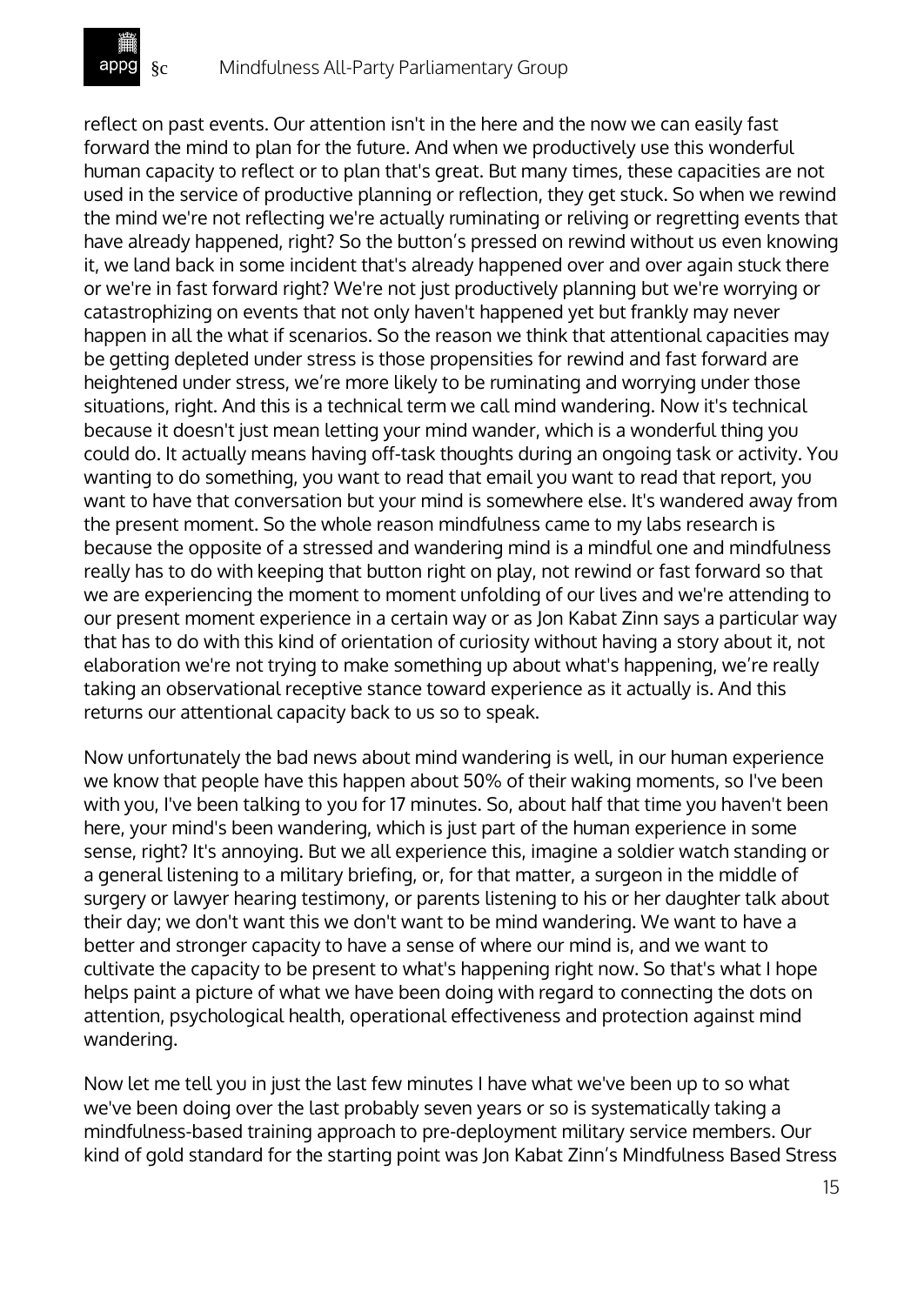reflect on past events. Our attention isn't in the here and the now we can easily fast forward the mind to plan for the future. And when we productively use this wonderful human capacity to reflect or to plan that's great. But many times, these capacities are not used in the service of productive planning or reflection, they get stuck. So when we rewind the mind we're not reflecting we're actually ruminating or reliving or regretting events that have already happened, right? So the button's pressed on rewind without us even knowing it, we land back in some incident that's already happened over and over again stuck there or we're in fast forward right? We're not just productively planning but we're worrying or catastrophizing on events that not only haven't happened yet but frankly may never happen in all the what if scenarios. So the reason we think that attentional capacities may be getting depleted under stress is those propensities for rewind and fast forward are heightened under stress, we're more likely to be ruminating and worrying under those situations, right. And this is a technical term we call mind wandering. Now it's technical because it doesn't just mean letting your mind wander, which is a wonderful thing you could do. It actually means having off-task thoughts during an ongoing task or activity. You wanting to do something, you want to read that email you want to read that report, you want to have that conversation but your mind is somewhere else. It's wandered away from the present moment. So the whole reason mindfulness came to my labs research is because the opposite of a stressed and wandering mind is a mindful one and mindfulness really has to do with keeping that button right on play, not rewind or fast forward so that we are experiencing the moment to moment unfolding of our lives and we're attending to our present moment experience in a certain way or as Jon Kabat Zinn says a particular way that has to do with this kind of orientation of curiosity without having a story about it, not elaboration we're not trying to make something up about what's happening, we're really taking an observational receptive stance toward experience as it actually is. And this returns our attentional capacity back to us so to speak.

Now unfortunately the bad news about mind wandering is well, in our human experience we know that people have this happen about 50% of their waking moments, so I've been with you, I've been talking to you for 17 minutes. So, about half that time you haven't been here, your mind's been wandering, which is just part of the human experience in some sense, right? It's annoying. But we all experience this, imagine a soldier watch standing or a general listening to a military briefing, or, for that matter, a surgeon in the middle of surgery or lawyer hearing testimony, or parents listening to his or her daughter talk about their day; we don't want this we don't want to be mind wandering. We want to have a better and stronger capacity to have a sense of where our mind is, and we want to cultivate the capacity to be present to what's happening right now. So that's what I hope helps paint a picture of what we have been doing with regard to connecting the dots on attention, psychological health, operational effectiveness and protection against mind wandering.

Now let me tell you in just the last few minutes I have what we've been up to so what we've been doing over the last probably seven years or so is systematically taking a mindfulness-based training approach to pre-deployment military service members. Our kind of gold standard for the starting point was Jon Kabat Zinn's Mindfulness Based Stress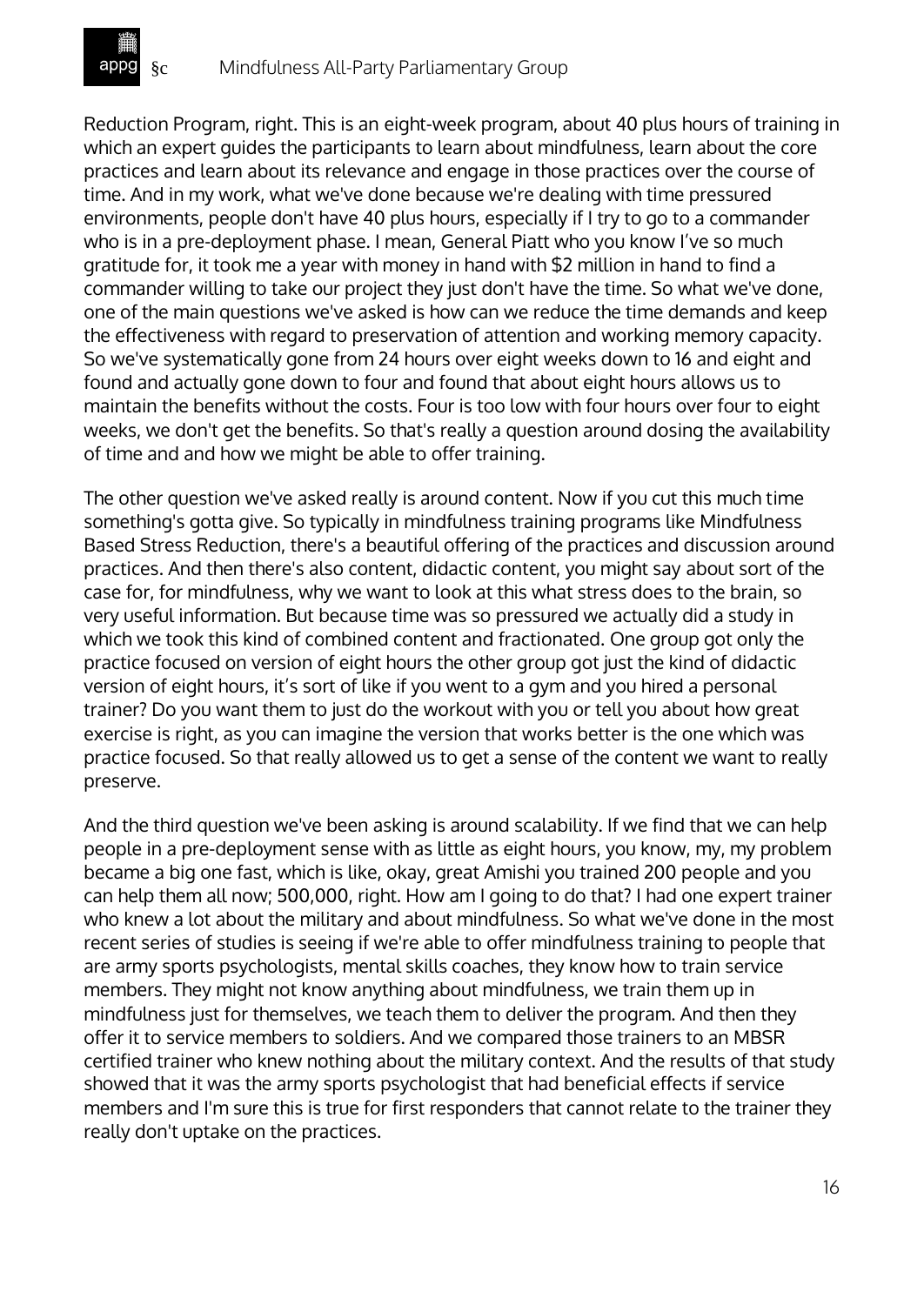Reduction Program, right. This is an eight-week program, about 40 plus hours of training in which an expert guides the participants to learn about mindfulness, learn about the core practices and learn about its relevance and engage in those practices over the course of time. And in my work, what we've done because we're dealing with time pressured environments, people don't have 40 plus hours, especially if I try to go to a commander who is in a pre-deployment phase. I mean, General Piatt who you know I've so much gratitude for, it took me a year with money in hand with $2 million in hand to find a commander willing to take our project they just don't have the time. So what we've done, one of the main questions we've asked is how can we reduce the time demands and keep the effectiveness with regard to preservation of attention and working memory capacity. So we've systematically gone from 24 hours over eight weeks down to 16 and eight and found and actually gone down to four and found that about eight hours allows us to maintain the benefits without the costs. Four is too low with four hours over four to eight weeks, we don't get the benefits. So that's really a question around dosing the availability of time and and how we might be able to offer training.

The other question we've asked really is around content. Now if you cut this much time something's gotta give. So typically in mindfulness training programs like Mindfulness Based Stress Reduction, there's a beautiful offering of the practices and discussion around practices. And then there's also content, didactic content, you might say about sort of the case for, for mindfulness, why we want to look at this what stress does to the brain, so very useful information. But because time was so pressured we actually did a study in which we took this kind of combined content and fractionated. One group got only the practice focused on version of eight hours the other group got just the kind of didactic version of eight hours, it's sort of like if you went to a gym and you hired a personal trainer? Do you want them to just do the workout with you or tell you about how great exercise is right, as you can imagine the version that works better is the one which was practice focused. So that really allowed us to get a sense of the content we want to really preserve.

And the third question we've been asking is around scalability. If we find that we can help people in a pre-deployment sense with as little as eight hours, you know, my, my problem became a big one fast, which is like, okay, great Amishi you trained 200 people and you can help them all now; 500,000, right. How am I going to do that? I had one expert trainer who knew a lot about the military and about mindfulness. So what we've done in the most recent series of studies is seeing if we're able to offer mindfulness training to people that are army sports psychologists, mental skills coaches, they know how to train service members. They might not know anything about mindfulness, we train them up in mindfulness just for themselves, we teach them to deliver the program. And then they offer it to service members to soldiers. And we compared those trainers to an MBSR certified trainer who knew nothing about the military context. And the results of that study showed that it was the army sports psychologist that had beneficial effects if service members and I'm sure this is true for first responders that cannot relate to the trainer they really don't uptake on the practices.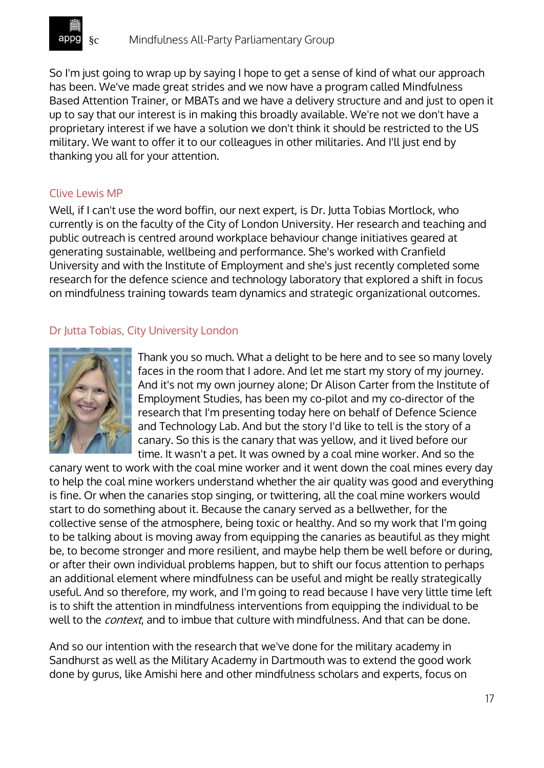So I'm just going to wrap up by saying I hope to get a sense of kind of what our approach has been. We've made great strides and we now have a program called Mindfulness Based Attention Trainer, or MBATs and we have a delivery structure and and just to open it up to say that our interest is in making this broadly available. We're not we don't have a proprietary interest if we have a solution we don't think it should be restricted to the US military. We want to offer it to our colleagues in other militaries. And I'll just end by thanking you all for your attention.

### Clive Lewis MP

Well, if I can't use the word boffin, our next expert, is Dr. Jutta Tobias Mortlock, who currently is on the faculty of the City of London University. Her research and teaching and public outreach is centred around workplace behaviour change initiatives geared at generating sustainable, wellbeing and performance. She's worked with Cranfield University and with the Institute of Employment and she's just recently completed some research for the defence science and technology laboratory that explored a shift in focus on mindfulness training towards team dynamics and strategic organizational outcomes.

### Dr Jutta Tobias, City University London

Thank you so much. What a delight to be here and to see so many lovely faces in the room that I adore. And let me start my story of my journey. And it's not my own journey alone; Dr Alison Carter from the Institute of Employment Studies, has been my co-pilot and my co-director of the research that I'm presenting today here on behalf of Defence Science and Technology Lab. And but the story I'd like to tell is the story of a canary. So this is the canary that was yellow, and it lived before our time. It wasn't a pet. It was owned by a coal mine worker. And so the canary went to work with the coal mine worker and it went down the coal mines every day to help the coal mine workers understand whether the air quality was good and everything is fine. Or when the canaries stop singing, or twittering, all the coal mine workers would start to do something about it. Because the canary served as a bellwether, for the collective sense of the atmosphere, being toxic or healthy. And so my work that I'm going to be talking about is moving away from equipping the canaries as beautiful as they might be, to become stronger and more resilient, and maybe help them be well before or during, or after their own individual problems happen, but to shift our focus attention to perhaps an additional element where mindfulness can be useful and might be really strategically useful. And so therefore, my work, and I'm going to read because I have very little time left is to shift the attention in mindfulness interventions from equipping the individual to be well to the *context*, and to imbue that culture with mindfulness. And that can be done.

And so our intention with the research that we've done for the military academy in Sandhurst as well as the Military Academy in Dartmouth was to extend the good work done by gurus, like Amishi here and other mindfulness scholars and experts, focus on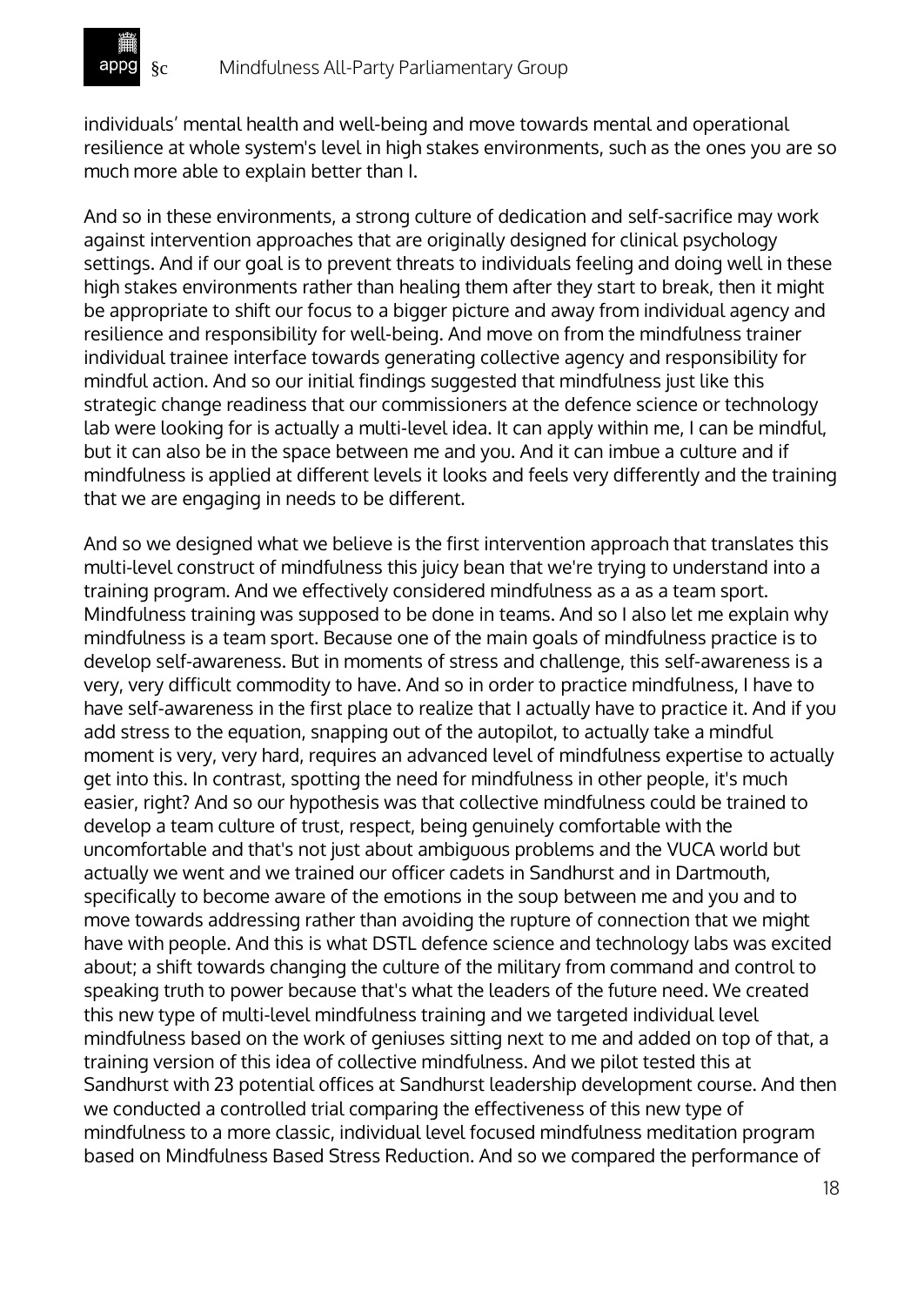individuals' mental health and well-being and move towards mental and operational resilience at whole system's level in high stakes environments, such as the ones you are so much more able to explain better than I.

And so in these environments, a strong culture of dedication and self-sacrifice may work against intervention approaches that are originally designed for clinical psychology settings. And if our goal is to prevent threats to individuals feeling and doing well in these high stakes environments rather than healing them after they start to break, then it might be appropriate to shift our focus to a bigger picture and away from individual agency and resilience and responsibility for well-being. And move on from the mindfulness trainer individual trainee interface towards generating collective agency and responsibility for mindful action. And so our initial findings suggested that mindfulness just like this strategic change readiness that our commissioners at the defence science or technology lab were looking for is actually a multi-level idea. It can apply within me, I can be mindful, but it can also be in the space between me and you. And it can imbue a culture and if mindfulness is applied at different levels it looks and feels very differently and the training that we are engaging in needs to be different.

And so we designed what we believe is the first intervention approach that translates this multi-level construct of mindfulness this juicy bean that we're trying to understand into a training program. And we effectively considered mindfulness as a as a team sport. Mindfulness training was supposed to be done in teams. And so I also let me explain why mindfulness is a team sport. Because one of the main goals of mindfulness practice is to develop self-awareness. But in moments of stress and challenge, this self-awareness is a very, very difficult commodity to have. And so in order to practice mindfulness, I have to have self-awareness in the first place to realize that I actually have to practice it. And if you add stress to the equation, snapping out of the autopilot, to actually take a mindful moment is very, very hard, requires an advanced level of mindfulness expertise to actually get into this. In contrast, spotting the need for mindfulness in other people, it's much easier, right? And so our hypothesis was that collective mindfulness could be trained to develop a team culture of trust, respect, being genuinely comfortable with the uncomfortable and that's not just about ambiguous problems and the VUCA world but actually we went and we trained our officer cadets in Sandhurst and in Dartmouth, specifically to become aware of the emotions in the soup between me and you and to move towards addressing rather than avoiding the rupture of connection that we might have with people. And this is what DSTL defence science and technology labs was excited about; a shift towards changing the culture of the military from command and control to speaking truth to power because that's what the leaders of the future need. We created this new type of multi-level mindfulness training and we targeted individual level mindfulness based on the work of geniuses sitting next to me and added on top of that, a training version of this idea of collective mindfulness. And we pilot tested this at Sandhurst with 23 potential offices at Sandhurst leadership development course. And then we conducted a controlled trial comparing the effectiveness of this new type of mindfulness to a more classic, individual level focused mindfulness meditation program based on Mindfulness Based Stress Reduction. And so we compared the performance of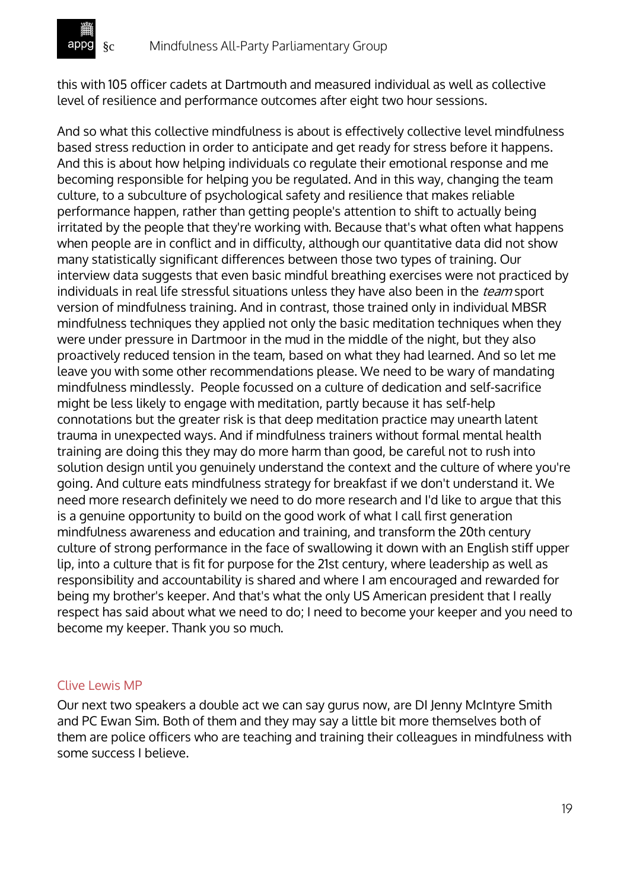this with 105 officer cadets at Dartmouth and measured individual as well as collective level of resilience and performance outcomes after eight two hour sessions.

And so what this collective mindfulness is about is effectively collective level mindfulness based stress reduction in order to anticipate and get ready for stress before it happens. And this is about how helping individuals co regulate their emotional response and me becoming responsible for helping you be regulated. And in this way, changing the team culture, to a subculture of psychological safety and resilience that makes reliable performance happen, rather than getting people's attention to shift to actually being irritated by the people that they're working with. Because that's what often what happens when people are in conflict and in difficulty, although our quantitative data did not show many statistically significant differences between those two types of training. Our interview data suggests that even basic mindful breathing exercises were not practiced by individuals in real life stressful situations unless they have also been in the *team* sport version of mindfulness training. And in contrast, those trained only in individual MBSR mindfulness techniques they applied not only the basic meditation techniques when they were under pressure in Dartmoor in the mud in the middle of the night, but they also proactively reduced tension in the team, based on what they had learned. And so let me leave you with some other recommendations please. We need to be wary of mandating mindfulness mindlessly. People focussed on a culture of dedication and self-sacrifice might be less likely to engage with meditation, partly because it has self-help connotations but the greater risk is that deep meditation practice may unearth latent trauma in unexpected ways. And if mindfulness trainers without formal mental health training are doing this they may do more harm than good, be careful not to rush into solution design until you genuinely understand the context and the culture of where you're going. And culture eats mindfulness strategy for breakfast if we don't understand it. We need more research definitely we need to do more research and I'd like to argue that this is a genuine opportunity to build on the good work of what I call first generation mindfulness awareness and education and training, and transform the 20th century culture of strong performance in the face of swallowing it down with an English stiff upper lip, into a culture that is fit for purpose for the 21st century, where leadership as well as responsibility and accountability is shared and where I am encouraged and rewarded for being my brother's keeper. And that's what the only US American president that I really respect has said about what we need to do; I need to become your keeper and you need to become my keeper. Thank you so much.

### Clive Lewis MP

Our next two speakers a double act we can say gurus now, are DI Jenny McIntyre Smith and PC Ewan Sim. Both of them and they may say a little bit more themselves both of them are police officers who are teaching and training their colleagues in mindfulness with some success I believe.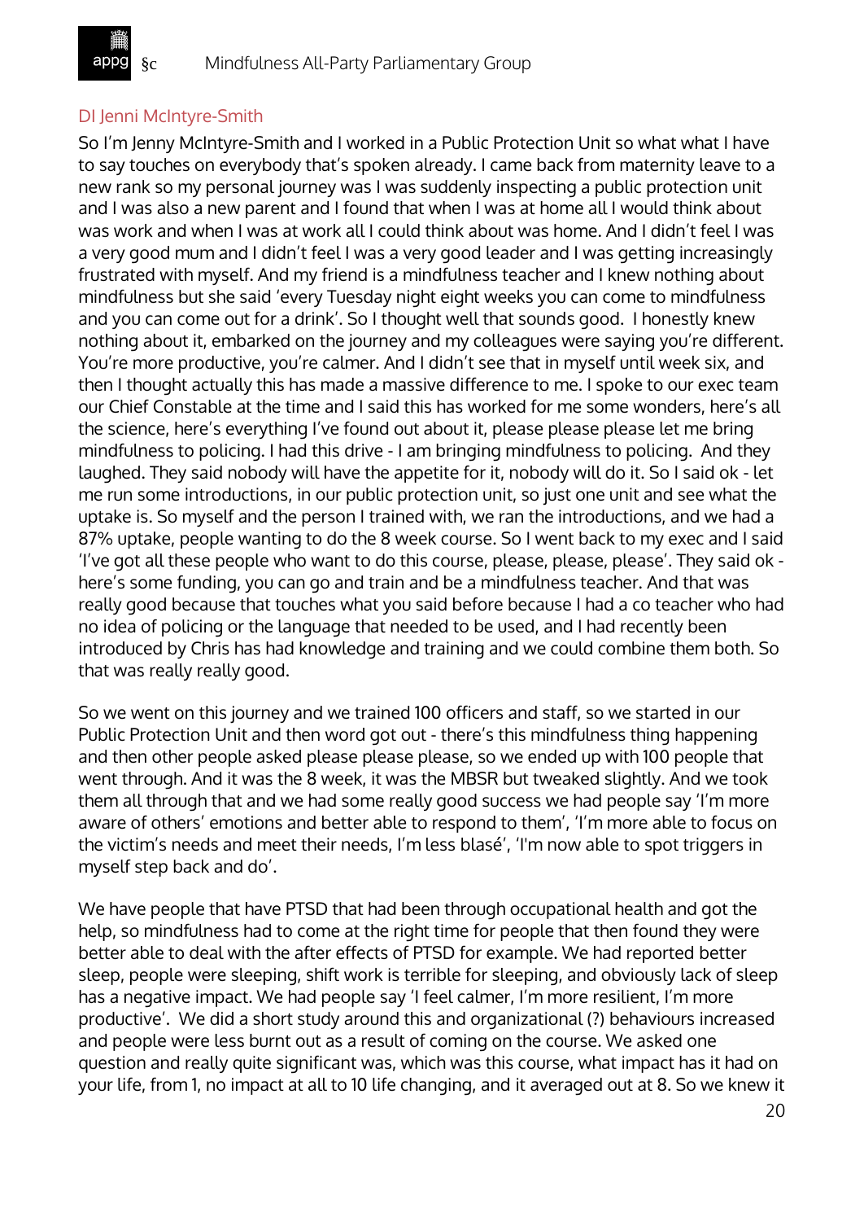## DI Jenni McIntyre-Smith

So I'm Jenny McIntyre-Smith and I worked in a Public Protection Unit so what what I have to say touches on everybody that's spoken already. I came back from maternity leave to a new rank so my personal journey was I was suddenly inspecting a public protection unit and I was also a new parent and I found that when I was at home all I would think about was work and when I was at work all I could think about was home. And I didn't feel I was a very good mum and I didn't feel I was a very good leader and I was getting increasingly frustrated with myself. And my friend is a mindfulness teacher and I knew nothing about mindfulness but she said 'every Tuesday night eight weeks you can come to mindfulness and you can come out for a drink'. So I thought well that sounds good. I honestly knew nothing about it, embarked on the journey and my colleagues were saying you're different. You're more productive, you're calmer. And I didn't see that in myself until week six, and then I thought actually this has made a massive difference to me. I spoke to our exec team our Chief Constable at the time and I said this has worked for me some wonders, here's all the science, here's everything I've found out about it, please please please let me bring mindfulness to policing. I had this drive - I am bringing mindfulness to policing. And they laughed. They said nobody will have the appetite for it, nobody will do it. So I said ok - let me run some introductions, in our public protection unit, so just one unit and see what the uptake is. So myself and the person I trained with, we ran the introductions, and we had a 87% uptake, people wanting to do the 8 week course. So I went back to my exec and I said 'I've got all these people who want to do this course, please, please, please'. They said ok - here's some funding, you can go and train and be a mindfulness teacher. And that was really good because that touches what you said before because I had a co teacher who had no idea of policing or the language that needed to be used, and I had recently been introduced by Chris has had knowledge and training and we could combine them both. So that was really really good.

So we went on this journey and we trained 100 officers and staff, so we started in our Public Protection Unit and then word got out - there's this mindfulness thing happening and then other people asked please please please, so we ended up with 100 people that went through. And it was the 8 week, it was the MBSR but tweaked slightly. And we took them all through that and we had some really good success we had people say 'I'm more aware of others' emotions and better able to respond to them', 'I'm more able to focus on the victim's needs and meet their needs, I'm less blasé', 'I'm now able to spot triggers in myself step back and do'.

We have people that have PTSD that had been through occupational health and got the help, so mindfulness had to come at the right time for people that then found they were better able to deal with the after effects of PTSD for example. We had reported better sleep, people were sleeping, shift work is terrible for sleeping, and obviously lack of sleep has a negative impact. We had people say 'I feel calmer, I'm more resilient, I'm more productive'. We did a short study around this and organizational (?) behaviours increased and people were less burnt out as a result of coming on the course. We asked one question and really quite significant was, which was this course, what impact has it had on your life, from 1, no impact at all to 10 life changing, and it averaged out at 8. So we knew it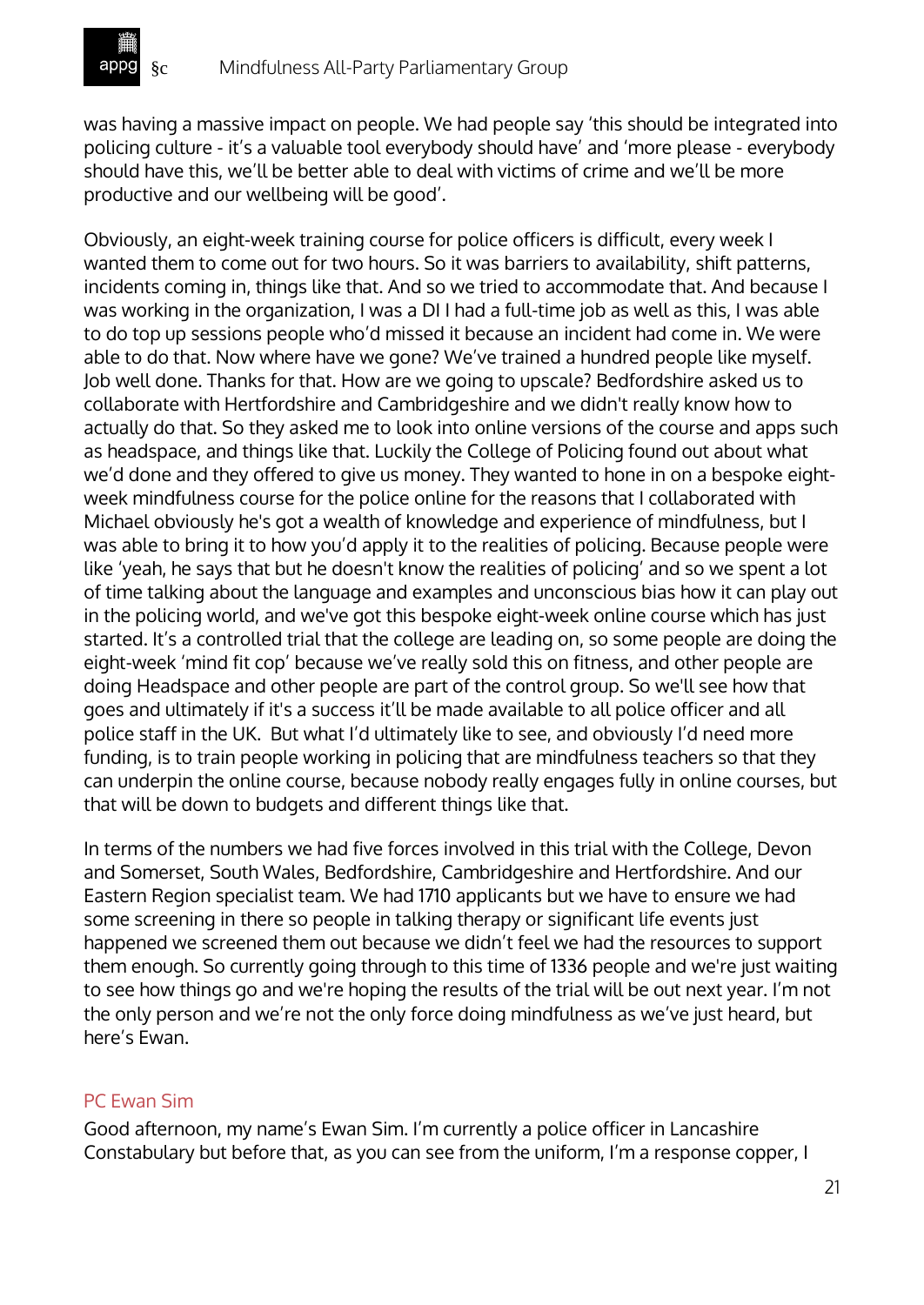was having a massive impact on people. We had people say 'this should be integrated into policing culture - it's a valuable tool everybody should have' and 'more please - everybody should have this, we'll be better able to deal with victims of crime and we'll be more productive and our wellbeing will be good'.

Obviously, an eight-week training course for police officers is difficult, every week I wanted them to come out for two hours. So it was barriers to availability, shift patterns, incidents coming in, things like that. And so we tried to accommodate that. And because I was working in the organization, I was a DI I had a full-time job as well as this, I was able to do top up sessions people who'd missed it because an incident had come in. We were able to do that. Now where have we gone? We've trained a hundred people like myself. Job well done. Thanks for that. How are we going to upscale? Bedfordshire asked us to collaborate with Hertfordshire and Cambridgeshire and we didn't really know how to actually do that. So they asked me to look into online versions of the course and apps such as headspace, and things like that. Luckily the College of Policing found out about what we'd done and they offered to give us money. They wanted to hone in on a bespoke eight-week mindfulness course for the police online for the reasons that I collaborated with Michael obviously he's got a wealth of knowledge and experience of mindfulness, but I was able to bring it to how you'd apply it to the realities of policing. Because people were like 'yeah, he says that but he doesn't know the realities of policing' and so we spent a lot of time talking about the language and examples and unconscious bias how it can play out in the policing world, and we've got this bespoke eight-week online course which has just started. It's a controlled trial that the college are leading on, so some people are doing the eight-week 'mind fit cop' because we've really sold this on fitness, and other people are doing Headspace and other people are part of the control group. So we'll see how that goes and ultimately if it's a success it'll be made available to all police officer and all police staff in the UK. But what I'd ultimately like to see, and obviously I'd need more funding, is to train people working in policing that are mindfulness teachers so that they can underpin the online course, because nobody really engages fully in online courses, but that will be down to budgets and different things like that.

In terms of the numbers we had five forces involved in this trial with the College, Devon and Somerset, South Wales, Bedfordshire, Cambridgeshire and Hertfordshire. And our Eastern Region specialist team. We had 1710 applicants but we have to ensure we had some screening in there so people in talking therapy or significant life events just happened we screened them out because we didn't feel we had the resources to support them enough. So currently going through to this time of 1336 people and we're just waiting to see how things go and we're hoping the results of the trial will be out next year. I'm not the only person and we're not the only force doing mindfulness as we've just heard, but here's Ewan.

### PC Ewan Sim

Good afternoon, my name's Ewan Sim. I'm currently a police officer in Lancashire Constabulary but before that, as you can see from the uniform, I'm a response copper, I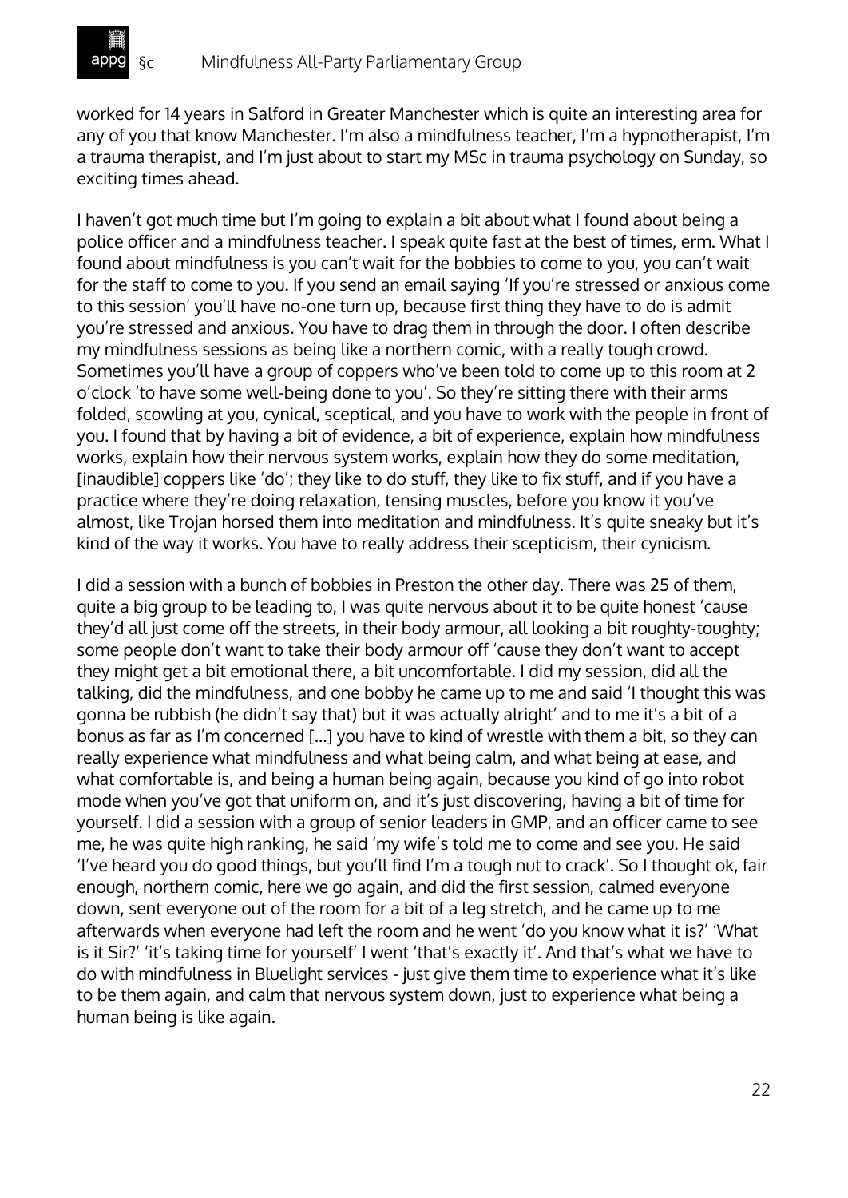worked for 14 years in Salford in Greater Manchester which is quite an interesting area for any of you that know Manchester. I'm also a mindfulness teacher, I'm a hypnotherapist, I'm a trauma therapist, and I'm just about to start my MSc in trauma psychology on Sunday, so exciting times ahead.

I haven't got much time but I'm going to explain a bit about what I found about being a police officer and a mindfulness teacher. I speak quite fast at the best of times, erm. What I found about mindfulness is you can't wait for the bobbies to come to you, you can't wait for the staff to come to you. If you send an email saying 'If you're stressed or anxious come to this session' you'll have no-one turn up, because first thing they have to do is admit you're stressed and anxious. You have to drag them in through the door. I often describe my mindfulness sessions as being like a northern comic, with a really tough crowd. Sometimes you'll have a group of coppers who've been told to come up to this room at 2 o'clock 'to have some well-being done to you'. So they're sitting there with their arms folded, scowling at you, cynical, sceptical, and you have to work with the people in front of you. I found that by having a bit of evidence, a bit of experience, explain how mindfulness works, explain how their nervous system works, explain how they do some meditation, [inaudible] coppers like 'do'; they like to do stuff, they like to fix stuff, and if you have a practice where they're doing relaxation, tensing muscles, before you know it you've almost, like Trojan horsed them into meditation and mindfulness. It's quite sneaky but it's kind of the way it works. You have to really address their scepticism, their cynicism.

I did a session with a bunch of bobbies in Preston the other day. There was 25 of them, quite a big group to be leading to, I was quite nervous about it to be quite honest 'cause they'd all just come off the streets, in their body armour, all looking a bit roughty-toughty; some people don't want to take their body armour off 'cause they don't want to accept they might get a bit emotional there, a bit uncomfortable. I did my session, did all the talking, did the mindfulness, and one bobby he came up to me and said 'I thought this was gonna be rubbish (he didn't say that) but it was actually alright' and to me it's a bit of a bonus as far as I'm concerned [...] you have to kind of wrestle with them a bit, so they can really experience what mindfulness and what being calm, and what being at ease, and what comfortable is, and being a human being again, because you kind of go into robot mode when you've got that uniform on, and it's just discovering, having a bit of time for yourself. I did a session with a group of senior leaders in GMP, and an officer came to see me, he was quite high ranking, he said 'my wife's told me to come and see you. He said 'I've heard you do good things, but you'll find I'm a tough nut to crack'. So I thought ok, fair enough, northern comic, here we go again, and did the first session, calmed everyone down, sent everyone out of the room for a bit of a leg stretch, and he came up to me afterwards when everyone had left the room and he went 'do you know what it is?' 'What is it Sir?' 'it's taking time for yourself' I went 'that's exactly it'. And that's what we have to do with mindfulness in Bluelight services - just give them time to experience what it's like to be them again, and calm that nervous system down, just to experience what being a human being is like again.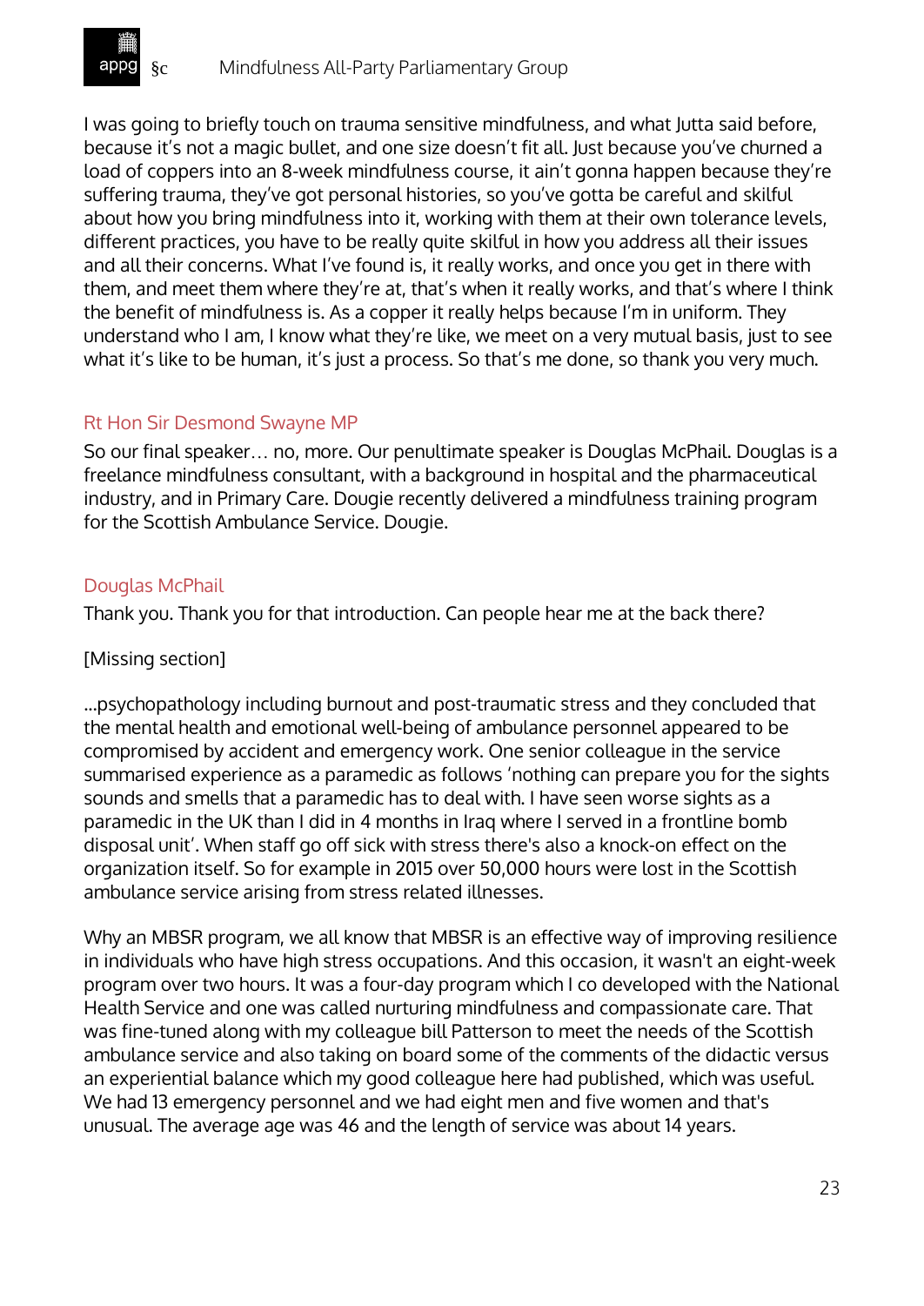I was going to briefly touch on trauma sensitive mindfulness, and what Jutta said before, because it's not a magic bullet, and one size doesn't fit all. Just because you've churned a load of coppers into an 8-week mindfulness course, it ain't gonna happen because they're suffering trauma, they've got personal histories, so you've gotta be careful and skilful about how you bring mindfulness into it, working with them at their own tolerance levels, different practices, you have to be really quite skilful in how you address all their issues and all their concerns. What I've found is, it really works, and once you get in there with them, and meet them where they're at, that's when it really works, and that's where I think the benefit of mindfulness is. As a copper it really helps because I'm in uniform. They understand who I am, I know what they're like, we meet on a very mutual basis, just to see what it's like to be human, it's just a process. So that's me done, so thank you very much.

### Rt Hon Sir Desmond Swayne MP

So our final speaker… no, more. Our penultimate speaker is Douglas McPhail. Douglas is a freelance mindfulness consultant, with a background in hospital and the pharmaceutical industry, and in Primary Care. Dougie recently delivered a mindfulness training program for the Scottish Ambulance Service. Dougie.

### Douglas McPhail

Thank you. Thank you for that introduction. Can people hear me at the back there?

[Missing section]

...psychopathology including burnout and post-traumatic stress and they concluded that the mental health and emotional well-being of ambulance personnel appeared to be compromised by accident and emergency work. One senior colleague in the service summarised experience as a paramedic as follows 'nothing can prepare you for the sights sounds and smells that a paramedic has to deal with. I have seen worse sights as a paramedic in the UK than I did in 4 months in Iraq where I served in a frontline bomb disposal unit'. When staff go off sick with stress there's also a knock-on effect on the organization itself. So for example in 2015 over 50,000 hours were lost in the Scottish ambulance service arising from stress related illnesses.

Why an MBSR program, we all know that MBSR is an effective way of improving resilience in individuals who have high stress occupations. And this occasion, it wasn't an eight-week program over two hours. It was a four-day program which I co developed with the National Health Service and one was called nurturing mindfulness and compassionate care. That was fine-tuned along with my colleague bill Patterson to meet the needs of the Scottish ambulance service and also taking on board some of the comments of the didactic versus an experiential balance which my good colleague here had published, which was useful. We had 13 emergency personnel and we had eight men and five women and that's unusual. The average age was 46 and the length of service was about 14 years.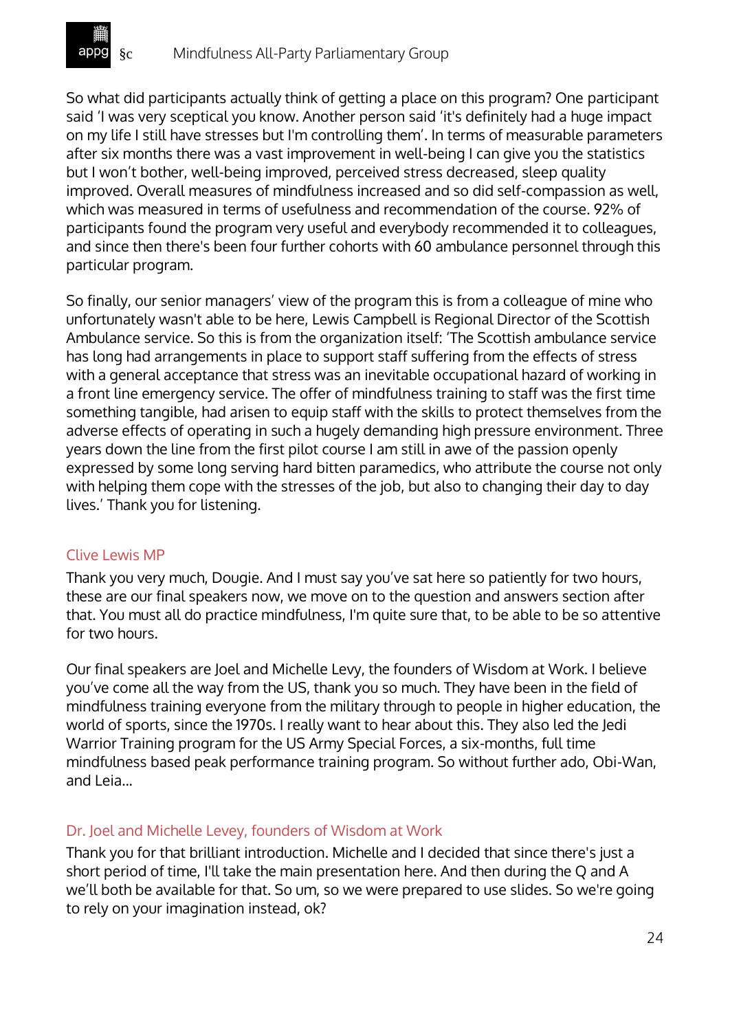So what did participants actually think of getting a place on this program? One participant said 'I was very sceptical you know. Another person said 'it's definitely had a huge impact on my life I still have stresses but I'm controlling them'. In terms of measurable parameters after six months there was a vast improvement in well-being I can give you the statistics but I won't bother, well-being improved, perceived stress decreased, sleep quality improved. Overall measures of mindfulness increased and so did self-compassion as well, which was measured in terms of usefulness and recommendation of the course. 92% of participants found the program very useful and everybody recommended it to colleagues, and since then there's been four further cohorts with 60 ambulance personnel through this particular program.

So finally, our senior managers' view of the program this is from a colleague of mine who unfortunately wasn't able to be here, Lewis Campbell is Regional Director of the Scottish Ambulance service. So this is from the organization itself: 'The Scottish ambulance service has long had arrangements in place to support staff suffering from the effects of stress with a general acceptance that stress was an inevitable occupational hazard of working in a front line emergency service. The offer of mindfulness training to staff was the first time something tangible, had arisen to equip staff with the skills to protect themselves from the adverse effects of operating in such a hugely demanding high pressure environment. Three years down the line from the first pilot course I am still in awe of the passion openly expressed by some long serving hard bitten paramedics, who attribute the course not only with helping them cope with the stresses of the job, but also to changing their day to day lives.' Thank you for listening.

### Clive Lewis MP

Thank you very much, Dougie. And I must say you've sat here so patiently for two hours, these are our final speakers now, we move on to the question and answers section after that. You must all do practice mindfulness, I'm quite sure that, to be able to be so attentive for two hours.

Our final speakers are Joel and Michelle Levy, the founders of Wisdom at Work. I believe you've come all the way from the US, thank you so much. They have been in the field of mindfulness training everyone from the military through to people in higher education, the world of sports, since the 1970s. I really want to hear about this. They also led the Jedi Warrior Training program for the US Army Special Forces, a six-months, full time mindfulness based peak performance training program. So without further ado, Obi-Wan, and Leia…

### Dr. Joel and Michelle Levey, founders of Wisdom at Work

Thank you for that brilliant introduction. Michelle and I decided that since there's just a short period of time, I'll take the main presentation here. And then during the Q and A we'll both be available for that. So um, so we were prepared to use slides. So we're going to rely on your imagination instead, ok?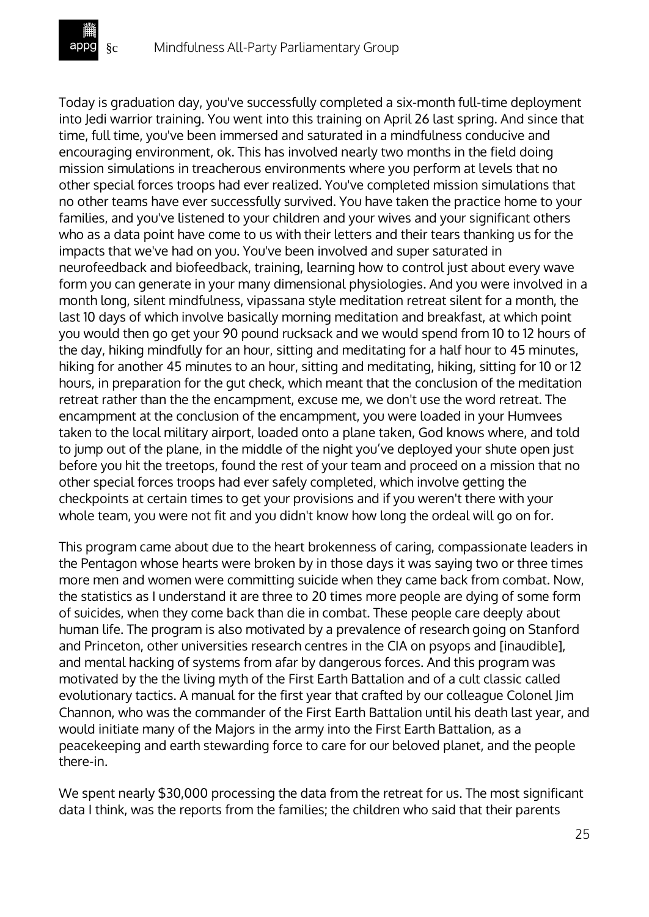Today is graduation day, you've successfully completed a six-month full-time deployment into Jedi warrior training. You went into this training on April 26 last spring. And since that time, full time, you've been immersed and saturated in a mindfulness conducive and encouraging environment, ok. This has involved nearly two months in the field doing mission simulations in treacherous environments where you perform at levels that no other special forces troops had ever realized. You've completed mission simulations that no other teams have ever successfully survived. You have taken the practice home to your families, and you've listened to your children and your wives and your significant others who as a data point have come to us with their letters and their tears thanking us for the impacts that we've had on you. You've been involved and super saturated in neurofeedback and biofeedback, training, learning how to control just about every wave form you can generate in your many dimensional physiologies. And you were involved in a month long, silent mindfulness, vipassana style meditation retreat silent for a month, the last 10 days of which involve basically morning meditation and breakfast, at which point you would then go get your 90 pound rucksack and we would spend from 10 to 12 hours of the day, hiking mindfully for an hour, sitting and meditating for a half hour to 45 minutes, hiking for another 45 minutes to an hour, sitting and meditating, hiking, sitting for 10 or 12 hours, in preparation for the gut check, which meant that the conclusion of the meditation retreat rather than the the encampment, excuse me, we don't use the word retreat. The encampment at the conclusion of the encampment, you were loaded in your Humvees taken to the local military airport, loaded onto a plane taken, God knows where, and told to jump out of the plane, in the middle of the night you've deployed your shute open just before you hit the treetops, found the rest of your team and proceed on a mission that no other special forces troops had ever safely completed, which involve getting the checkpoints at certain times to get your provisions and if you weren't there with your whole team, you were not fit and you didn't know how long the ordeal will go on for.

This program came about due to the heart brokenness of caring, compassionate leaders in the Pentagon whose hearts were broken by in those days it was saying two or three times more men and women were committing suicide when they came back from combat. Now, the statistics as I understand it are three to 20 times more people are dying of some form of suicides, when they come back than die in combat. These people care deeply about human life. The program is also motivated by a prevalence of research going on Stanford and Princeton, other universities research centres in the CIA on psyops and [inaudible], and mental hacking of systems from afar by dangerous forces. And this program was motivated by the the living myth of the First Earth Battalion and of a cult classic called evolutionary tactics. A manual for the first year that crafted by our colleague Colonel Jim Channon, who was the commander of the First Earth Battalion until his death last year, and would initiate many of the Majors in the army into the First Earth Battalion, as a peacekeeping and earth stewarding force to care for our beloved planet, and the people there-in.

We spent nearly $30,000 processing the data from the retreat for us. The most significant data I think, was the reports from the families; the children who said that their parents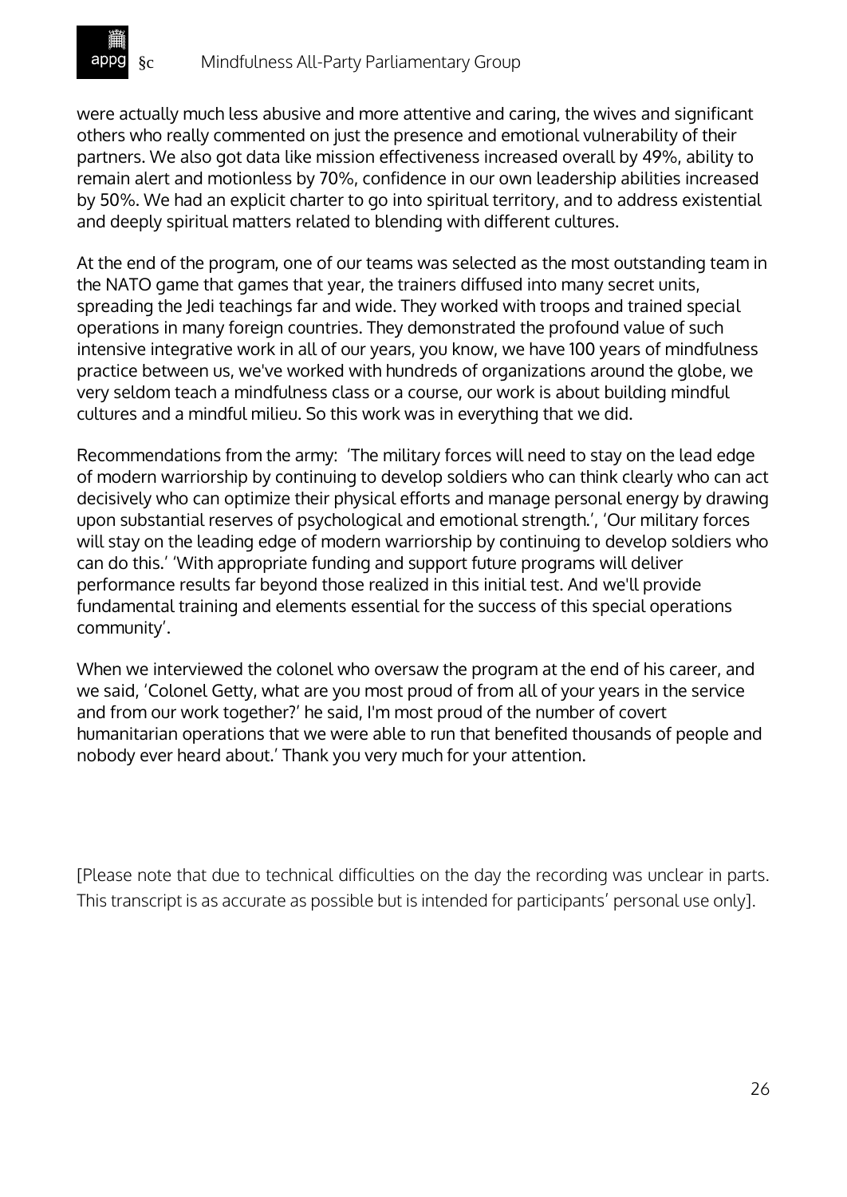were actually much less abusive and more attentive and caring, the wives and significant others who really commented on just the presence and emotional vulnerability of their partners. We also got data like mission effectiveness increased overall by 49%, ability to remain alert and motionless by 70%, confidence in our own leadership abilities increased by 50%. We had an explicit charter to go into spiritual territory, and to address existential and deeply spiritual matters related to blending with different cultures.

At the end of the program, one of our teams was selected as the most outstanding team in the NATO game that games that year, the trainers diffused into many secret units, spreading the Jedi teachings far and wide. They worked with troops and trained special operations in many foreign countries. They demonstrated the profound value of such intensive integrative work in all of our years, you know, we have 100 years of mindfulness practice between us, we've worked with hundreds of organizations around the globe, we very seldom teach a mindfulness class or a course, our work is about building mindful cultures and a mindful milieu. So this work was in everything that we did.

Recommendations from the army: 'The military forces will need to stay on the lead edge of modern warriorship by continuing to develop soldiers who can think clearly who can act decisively who can optimize their physical efforts and manage personal energy by drawing upon substantial reserves of psychological and emotional strength.', 'Our military forces will stay on the leading edge of modern warriorship by continuing to develop soldiers who can do this.' 'With appropriate funding and support future programs will deliver performance results far beyond those realized in this initial test. And we'll provide fundamental training and elements essential for the success of this special operations community'.

When we interviewed the colonel who oversaw the program at the end of his career, and we said, 'Colonel Getty, what are you most proud of from all of your years in the service and from our work together?' he said, I'm most proud of the number of covert humanitarian operations that we were able to run that benefited thousands of people and nobody ever heard about.' Thank you very much for your attention.

[Please note that due to technical difficulties on the day the recording was unclear in parts. This transcript is as accurate as possible but is intended for participants' personal use only].